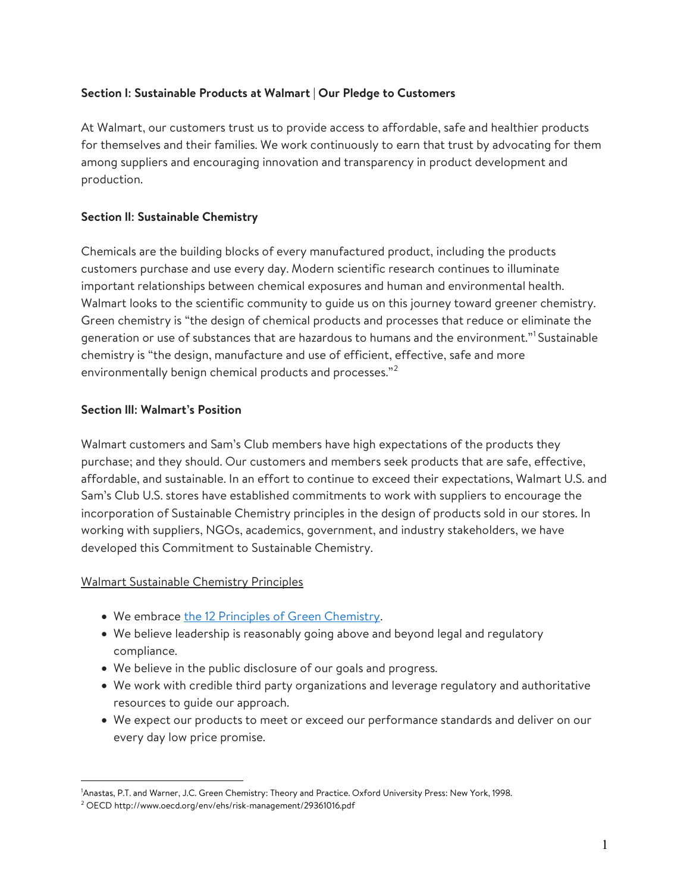**Section I: Sustainable Products at Walmart | Our Pledge to Customers**

At Walmart, our customers trust us to provide access to affordable, safe and healthier products for themselves and their families. We work continuously to earn that trust by advocating for them among suppliers and encouraging innovation and transparency in product development and production.

**Section II: Sustainable Chemistry**

Chemicals are the building blocks of every manufactured product, including the products customers purchase and use every day. Modern scientific research continues to illuminate important relationships between chemical exposures and human and environmental health. Walmart looks to the scientific community to guide us on this journey toward greener chemistry. Green chemistry is "the design of chemical products and processes that reduce or eliminate the generation or use of substances that are hazardous to humans and the environment."[1] Sustainable chemistry is "the design, manufacture and use of efficient, effective, safe and more environmentally benign chemical products and processes."[2]

**Section III: Walmart's Position**

Walmart customers and Sam's Club members have high expectations of the products they purchase; and they should. Our customers and members seek products that are safe, effective, affordable, and sustainable. In an effort to continue to exceed their expectations, Walmart U.S. and Sam's Club U.S. stores have established commitments to work with suppliers to encourage the incorporation of Sustainable Chemistry principles in the design of products sold in our stores. In working with suppliers, NGOs, academics, government, and industry stakeholders, we have developed this Commitment to Sustainable Chemistry.

Walmart Sustainable Chemistry Principles

- We embrace the 12 Principles of Green Chemistry.
- We believe leadership is reasonably going above and beyond legal and regulatory compliance.
- We believe in the public disclosure of our goals and progress.
- We work with credible third party organizations and leverage regulatory and authoritative resources to guide our approach.
- We expect our products to meet or exceed our performance standards and deliver on our every day low price promise.

---

[1] Anastas, P.T. and Warner, J.C. Green Chemistry: Theory and Practice. Oxford University Press: New York, 1998.

[2] OECD http://www.oecd.org/env/ehs/risk-management/29361016.pdf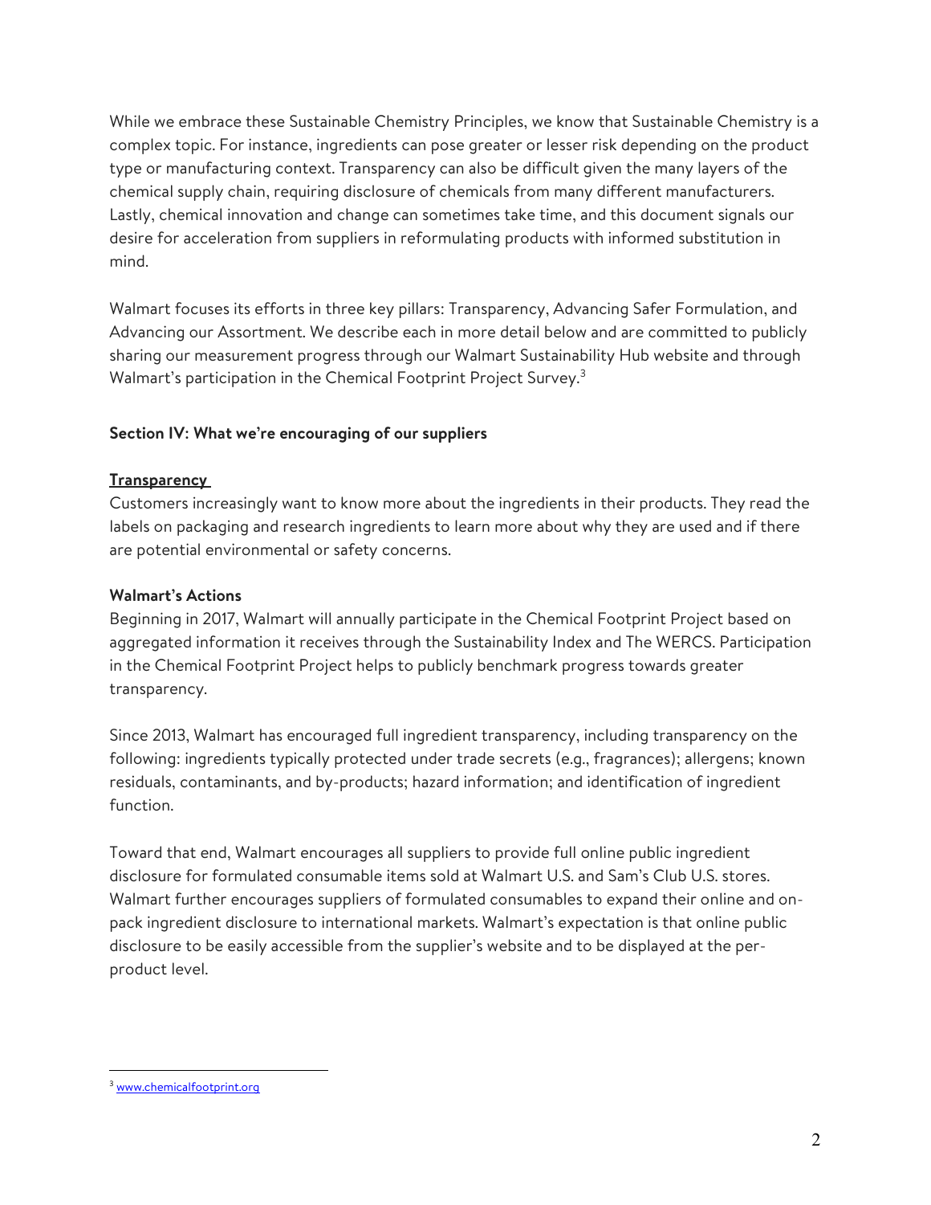While we embrace these Sustainable Chemistry Principles, we know that Sustainable Chemistry is a complex topic. For instance, ingredients can pose greater or lesser risk depending on the product type or manufacturing context. Transparency can also be difficult given the many layers of the chemical supply chain, requiring disclosure of chemicals from many different manufacturers. Lastly, chemical innovation and change can sometimes take time, and this document signals our desire for acceleration from suppliers in reformulating products with informed substitution in mind.

Walmart focuses its efforts in three key pillars: Transparency, Advancing Safer Formulation, and Advancing our Assortment. We describe each in more detail below and are committed to publicly sharing our measurement progress through our Walmart Sustainability Hub website and through Walmart's participation in the Chemical Footprint Project Survey.[3]

## Section IV: What we're encouraging of our suppliers

### Transparency

Customers increasingly want to know more about the ingredients in their products. They read the labels on packaging and research ingredients to learn more about why they are used and if there are potential environmental or safety concerns.

**Walmart's Actions**

Beginning in 2017, Walmart will annually participate in the Chemical Footprint Project based on aggregated information it receives through the Sustainability Index and The WERCS. Participation in the Chemical Footprint Project helps to publicly benchmark progress towards greater transparency.

Since 2013, Walmart has encouraged full ingredient transparency, including transparency on the following: ingredients typically protected under trade secrets (e.g., fragrances); allergens; known residuals, contaminants, and by-products; hazard information; and identification of ingredient function.

Toward that end, Walmart encourages all suppliers to provide full online public ingredient disclosure for formulated consumable items sold at Walmart U.S. and Sam's Club U.S. stores. Walmart further encourages suppliers of formulated consumables to expand their online and on-pack ingredient disclosure to international markets. Walmart's expectation is that online public disclosure to be easily accessible from the supplier's website and to be displayed at the per-product level.

[3] www.chemicalfootprint.org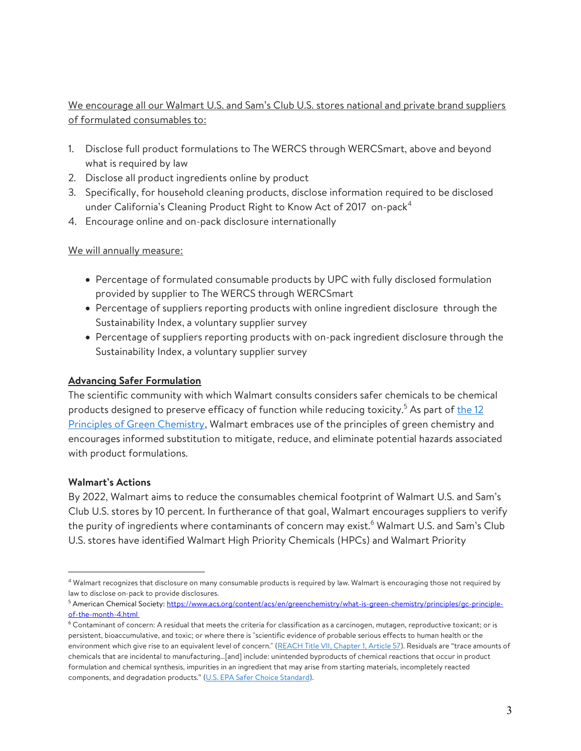We encourage all our Walmart U.S. and Sam's Club U.S. stores national and private brand suppliers of formulated consumables to:

1. Disclose full product formulations to The WERCS through WERCSmart, above and beyond what is required by law
2. Disclose all product ingredients online by product
3. Specifically, for household cleaning products, disclose information required to be disclosed under California's Cleaning Product Right to Know Act of 2017 on-pack[4]
4. Encourage online and on-pack disclosure internationally

We will annually measure:

- Percentage of formulated consumable products by UPC with fully disclosed formulation provided by supplier to The WERCS through WERCSmart
- Percentage of suppliers reporting products with online ingredient disclosure through the Sustainability Index, a voluntary supplier survey
- Percentage of suppliers reporting products with on-pack ingredient disclosure through the Sustainability Index, a voluntary supplier survey

**Advancing Safer Formulation**

The scientific community with which Walmart consults considers safer chemicals to be chemical products designed to preserve efficacy of function while reducing toxicity.[5] As part of the 12 Principles of Green Chemistry, Walmart embraces use of the principles of green chemistry and encourages informed substitution to mitigate, reduce, and eliminate potential hazards associated with product formulations.

**Walmart's Actions**

By 2022, Walmart aims to reduce the consumables chemical footprint of Walmart U.S. and Sam's Club U.S. stores by 10 percent. In furtherance of that goal, Walmart encourages suppliers to verify the purity of ingredients where contaminants of concern may exist.[6] Walmart U.S. and Sam's Club U.S. stores have identified Walmart High Priority Chemicals (HPCs) and Walmart Priority

---

[4] Walmart recognizes that disclosure on many consumable products is required by law. Walmart is encouraging those not required by law to disclose on-pack to provide disclosures.

[5] American Chemical Society: https://www.acs.org/content/acs/en/greenchemistry/what-is-green-chemistry/principles/gc-principle-of-the-month-4.html

[6] Contaminant of concern: A residual that meets the criteria for classification as a carcinogen, mutagen, reproductive toxicant; or is persistent, bioaccumulative, and toxic; or where there is "scientific evidence of probable serious effects to human health or the environment which give rise to an equivalent level of concern." (REACH Title VII, Chapter 1, Article 57). Residuals are "trace amounts of chemicals that are incidental to manufacturing...[and] include: unintended byproducts of chemical reactions that occur in product formulation and chemical synthesis, impurities in an ingredient that may arise from starting materials, incompletely reacted components, and degradation products." (U.S. EPA Safer Choice Standard).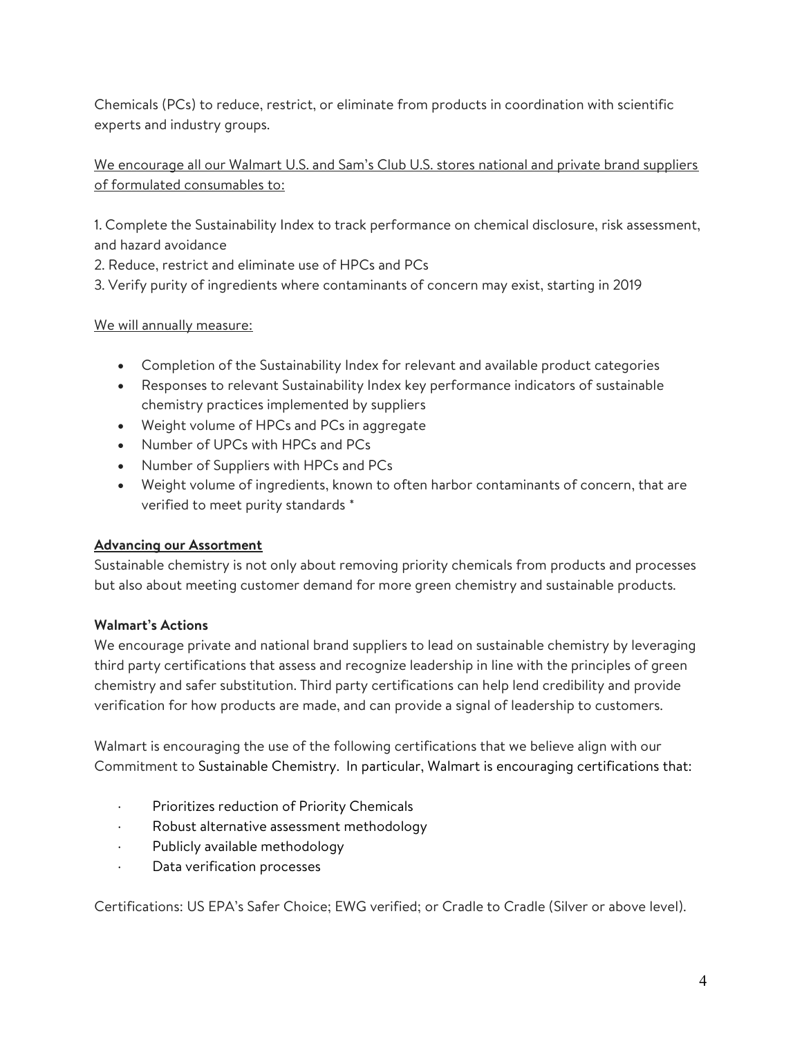Chemicals (PCs) to reduce, restrict, or eliminate from products in coordination with scientific experts and industry groups.

<u>We encourage all our Walmart U.S. and Sam's Club U.S. stores national and private brand suppliers of formulated consumables to:</u>

1. Complete the Sustainability Index to track performance on chemical disclosure, risk assessment, and hazard avoidance
2. Reduce, restrict and eliminate use of HPCs and PCs
3. Verify purity of ingredients where contaminants of concern may exist, starting in 2019

<u>We will annually measure:</u>

- Completion of the Sustainability Index for relevant and available product categories
- Responses to relevant Sustainability Index key performance indicators of sustainable chemistry practices implemented by suppliers
- Weight volume of HPCs and PCs in aggregate
- Number of UPCs with HPCs and PCs
- Number of Suppliers with HPCs and PCs
- Weight volume of ingredients, known to often harbor contaminants of concern, that are verified to meet purity standards *

<u>**Advancing our Assortment**</u>

Sustainable chemistry is not only about removing priority chemicals from products and processes but also about meeting customer demand for more green chemistry and sustainable products.

**Walmart's Actions**

We encourage private and national brand suppliers to lead on sustainable chemistry by leveraging third party certifications that assess and recognize leadership in line with the principles of green chemistry and safer substitution. Third party certifications can help lend credibility and provide verification for how products are made, and can provide a signal of leadership to customers.

Walmart is encouraging the use of the following certifications that we believe align with our Commitment to Sustainable Chemistry. In particular, Walmart is encouraging certifications that:

- Prioritizes reduction of Priority Chemicals
- Robust alternative assessment methodology
- Publicly available methodology
- Data verification processes

Certifications: US EPA's Safer Choice; EWG verified; or Cradle to Cradle (Silver or above level).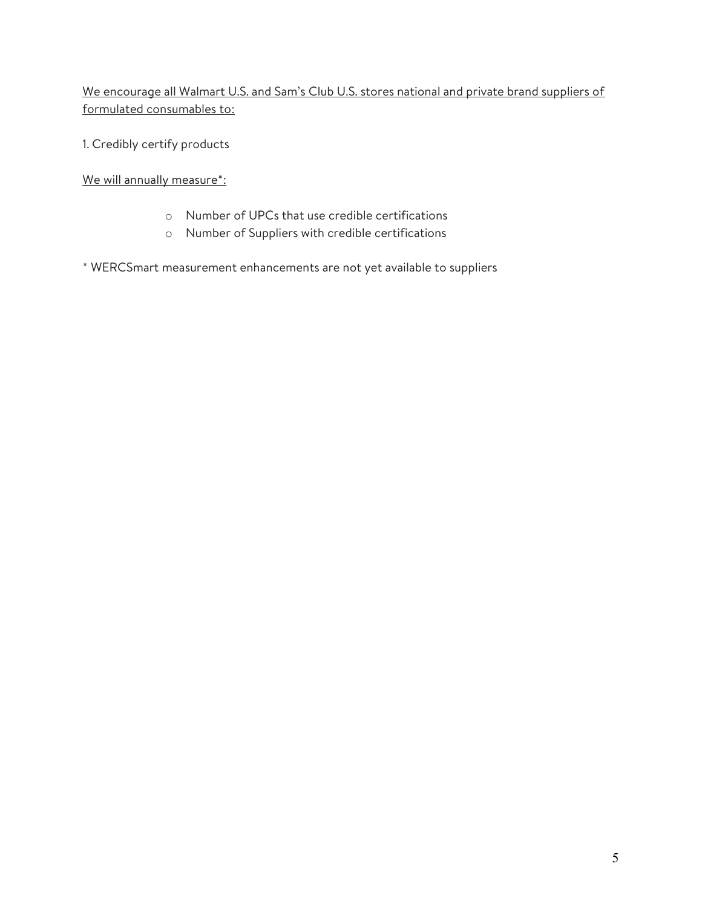<u>We encourage all Walmart U.S. and Sam's Club U.S. stores national and private brand suppliers of formulated consumables to:</u>

1. Credibly certify products

<u>We will annually measure*:</u>

- Number of UPCs that use credible certifications
- Number of Suppliers with credible certifications

* WERCSmart measurement enhancements are not yet available to suppliers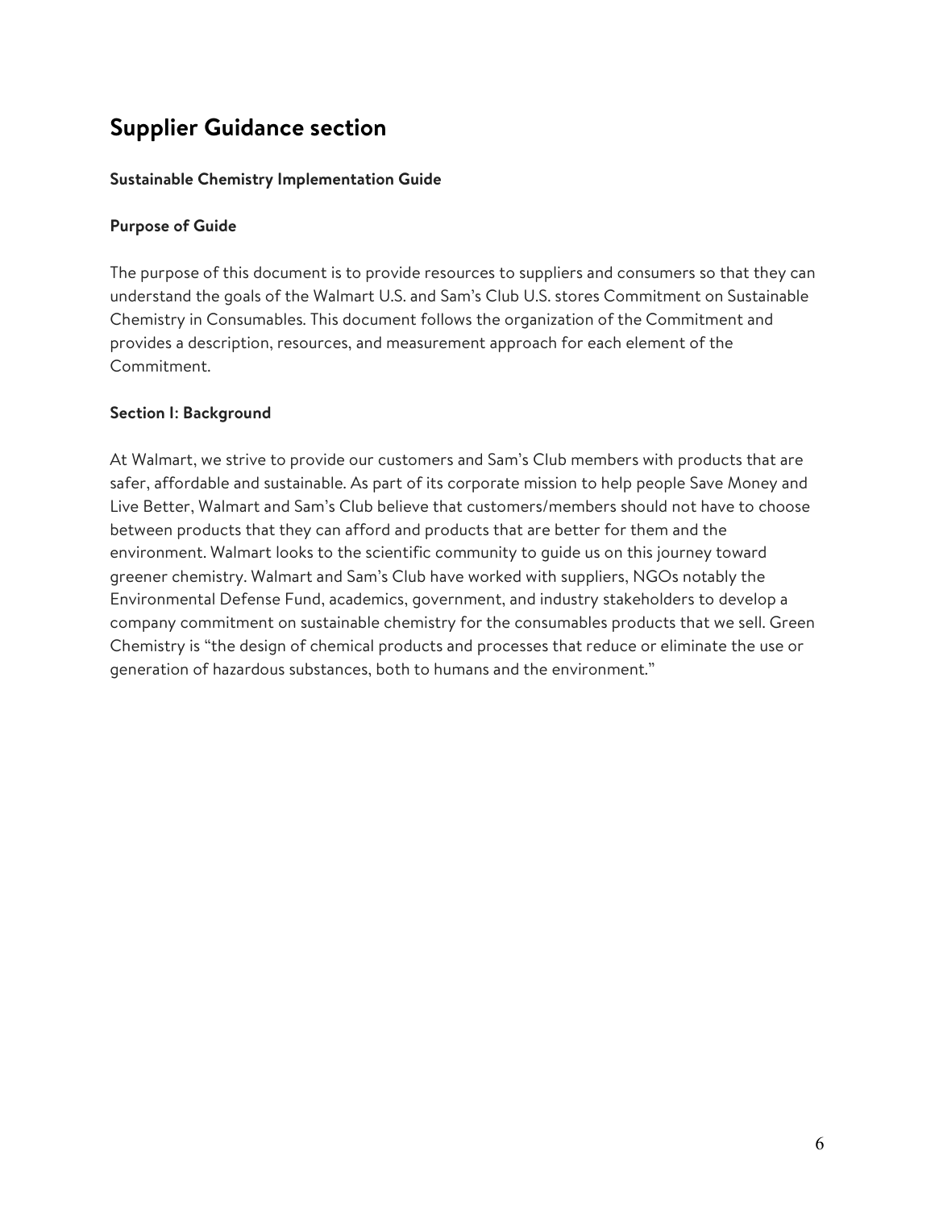# Supplier Guidance section

**Sustainable Chemistry Implementation Guide**

**Purpose of Guide**

The purpose of this document is to provide resources to suppliers and consumers so that they can understand the goals of the Walmart U.S. and Sam's Club U.S. stores Commitment on Sustainable Chemistry in Consumables. This document follows the organization of the Commitment and provides a description, resources, and measurement approach for each element of the Commitment.

**Section I: Background**

At Walmart, we strive to provide our customers and Sam's Club members with products that are safer, affordable and sustainable. As part of its corporate mission to help people Save Money and Live Better, Walmart and Sam's Club believe that customers/members should not have to choose between products that they can afford and products that are better for them and the environment. Walmart looks to the scientific community to guide us on this journey toward greener chemistry. Walmart and Sam's Club have worked with suppliers, NGOs notably the Environmental Defense Fund, academics, government, and industry stakeholders to develop a company commitment on sustainable chemistry for the consumables products that we sell. Green Chemistry is "the design of chemical products and processes that reduce or eliminate the use or generation of hazardous substances, both to humans and the environment."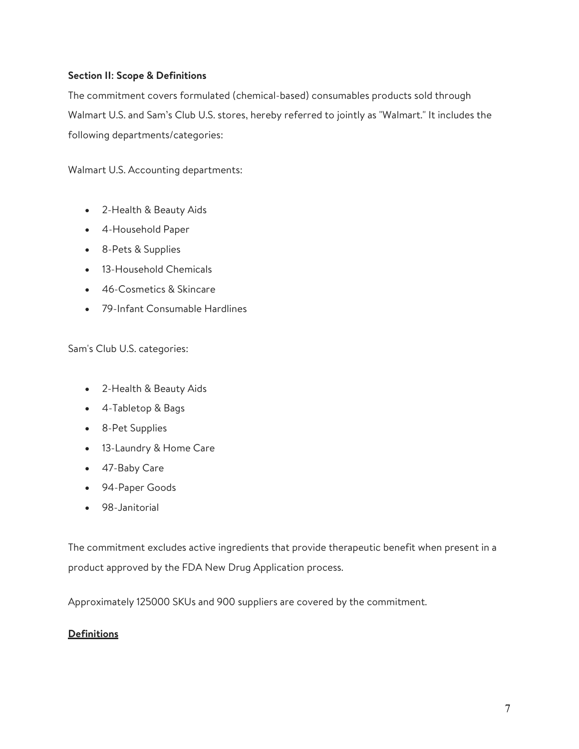**Section II: Scope & Definitions**

The commitment covers formulated (chemical-based) consumables products sold through Walmart U.S. and Sam's Club U.S. stores, hereby referred to jointly as "Walmart." It includes the following departments/categories:

Walmart U.S. Accounting departments:

- 2-Health & Beauty Aids
- 4-Household Paper
- 8-Pets & Supplies
- 13-Household Chemicals
- 46-Cosmetics & Skincare
- 79-Infant Consumable Hardlines

Sam's Club U.S. categories:

- 2-Health & Beauty Aids
- 4-Tabletop & Bags
- 8-Pet Supplies
- 13-Laundry & Home Care
- 47-Baby Care
- 94-Paper Goods
- 98-Janitorial

The commitment excludes active ingredients that provide therapeutic benefit when present in a product approved by the FDA New Drug Application process.

Approximately 125000 SKUs and 900 suppliers are covered by the commitment.

**Definitions**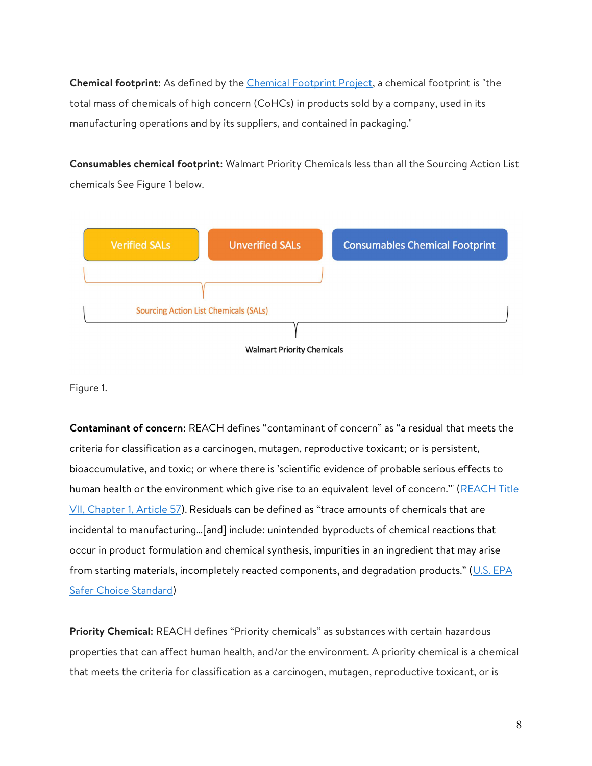**Chemical footprint:** As defined by the [Chemical Footprint Project](), a chemical footprint is "the total mass of chemicals of high concern (CoHCs) in products sold by a company, used in its manufacturing operations and by its suppliers, and contained in packaging."

**Consumables chemical footprint:** Walmart Priority Chemicals less than all the Sourcing Action List chemicals See Figure 1 below.

Verified SALs | Unverified SALs | Consumables Chemical Footprint

Sourcing Action List Chemicals (SALs)

Walmart Priority Chemicals

Figure 1.

**Contaminant of concern:** REACH defines "contaminant of concern" as "a residual that meets the criteria for classification as a carcinogen, mutagen, reproductive toxicant; or is persistent, bioaccumulative, and toxic; or where there is 'scientific evidence of probable serious effects to human health or the environment which give rise to an equivalent level of concern.'" (REACH Title VII, Chapter 1, Article 57). Residuals can be defined as "trace amounts of chemicals that are incidental to manufacturing...[and] include: unintended byproducts of chemical reactions that occur in product formulation and chemical synthesis, impurities in an ingredient that may arise from starting materials, incompletely reacted components, and degradation products." (U.S. EPA Safer Choice Standard)

**Priority Chemical:** REACH defines "Priority chemicals" as substances with certain hazardous properties that can affect human health, and/or the environment. A priority chemical is a chemical that meets the criteria for classification as a carcinogen, mutagen, reproductive toxicant, or is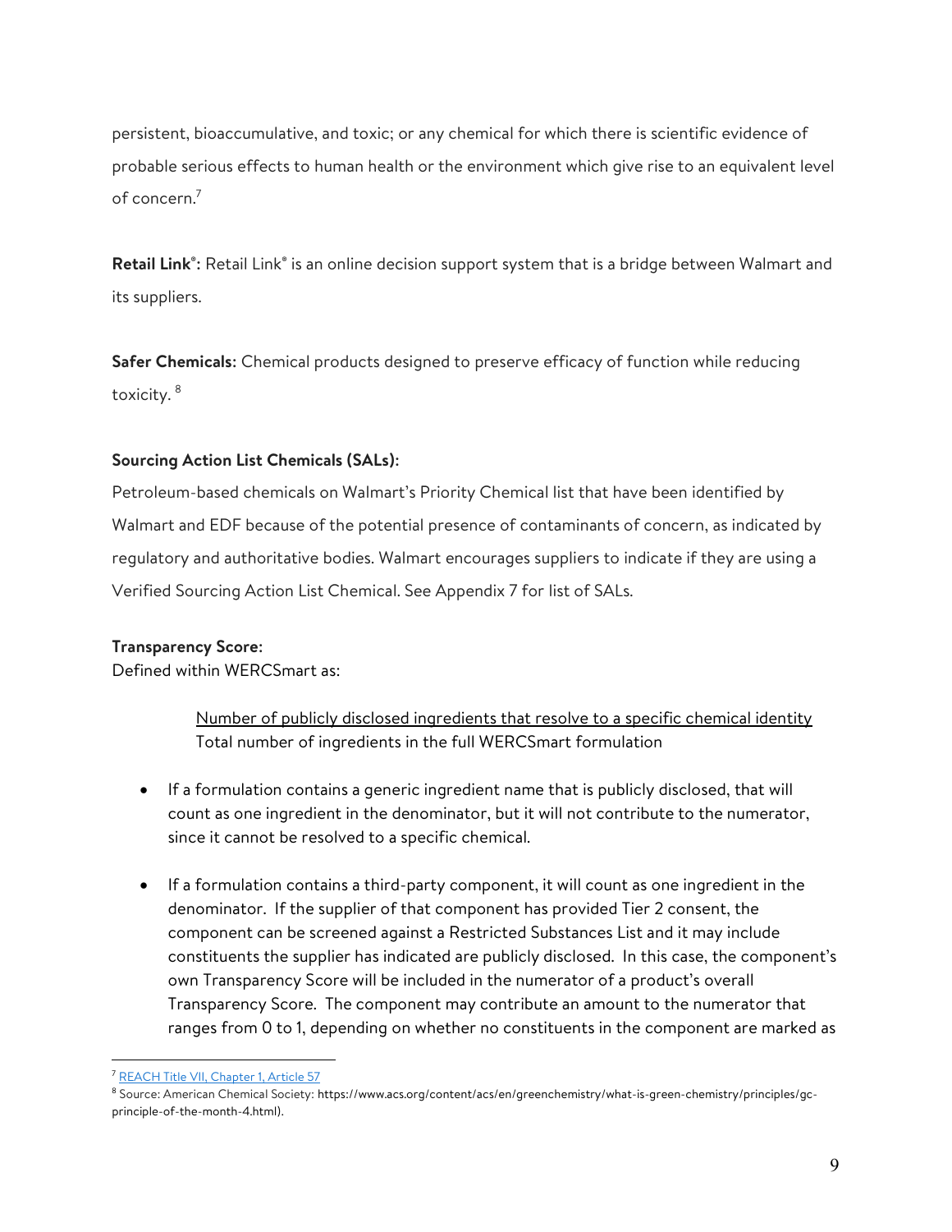persistent, bioaccumulative, and toxic; or any chemical for which there is scientific evidence of probable serious effects to human health or the environment which give rise to an equivalent level of concern.[7]

**Retail Link®:** Retail Link® is an online decision support system that is a bridge between Walmart and its suppliers.

**Safer Chemicals:** Chemical products designed to preserve efficacy of function while reducing toxicity.[8]

**Sourcing Action List Chemicals (SALs):**

Petroleum-based chemicals on Walmart's Priority Chemical list that have been identified by Walmart and EDF because of the potential presence of contaminants of concern, as indicated by regulatory and authoritative bodies. Walmart encourages suppliers to indicate if they are using a Verified Sourcing Action List Chemical. See Appendix 7 for list of SALs.

**Transparency Score:**

Defined within WERCSmart as:

$$\frac{\text{Number of publicly disclosed ingredients that resolve to a specific chemical identity}}{\text{Total number of ingredients in the full WERCSmart formulation}}$$

- If a formulation contains a generic ingredient name that is publicly disclosed, that will count as one ingredient in the denominator, but it will not contribute to the numerator, since it cannot be resolved to a specific chemical.
- If a formulation contains a third-party component, it will count as one ingredient in the denominator. If the supplier of that component has provided Tier 2 consent, the component can be screened against a Restricted Substances List and it may include constituents the supplier has indicated are publicly disclosed. In this case, the component's own Transparency Score will be included in the numerator of a product's overall Transparency Score. The component may contribute an amount to the numerator that ranges from 0 to 1, depending on whether no constituents in the component are marked as

---

[7] REACH Title VII, Chapter 1, Article 57

[8] Source: American Chemical Society: https://www.acs.org/content/acs/en/greenchemistry/what-is-green-chemistry/principles/gc-principle-of-the-month-4.html).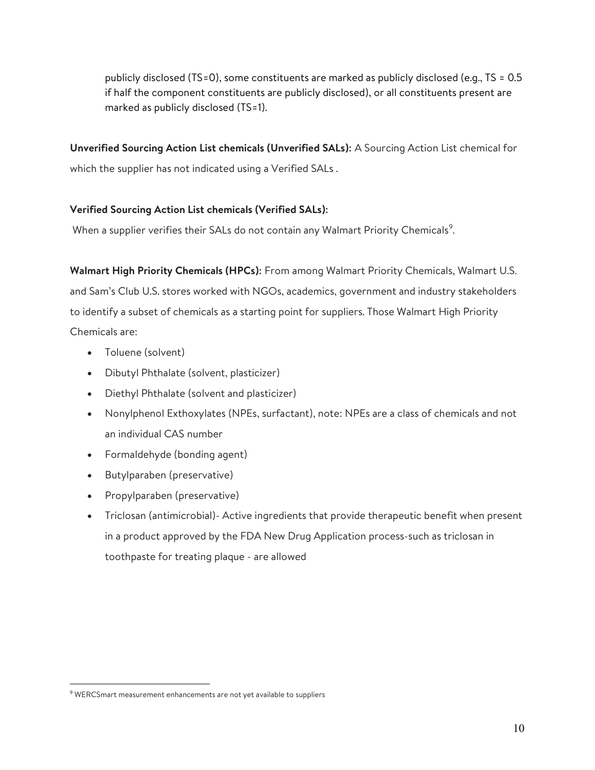publicly disclosed (TS=0), some constituents are marked as publicly disclosed (e.g., TS = 0.5 if half the component constituents are publicly disclosed), or all constituents present are marked as publicly disclosed (TS=1).

**Unverified Sourcing Action List chemicals (Unverified SALs):** A Sourcing Action List chemical for which the supplier has not indicated using a Verified SALs .

**Verified Sourcing Action List chemicals (Verified SALs):**

When a supplier verifies their SALs do not contain any Walmart Priority Chemicals[9].

**Walmart High Priority Chemicals (HPCs):** From among Walmart Priority Chemicals, Walmart U.S. and Sam's Club U.S. stores worked with NGOs, academics, government and industry stakeholders to identify a subset of chemicals as a starting point for suppliers. Those Walmart High Priority Chemicals are:

- Toluene (solvent)
- Dibutyl Phthalate (solvent, plasticizer)
- Diethyl Phthalate (solvent and plasticizer)
- Nonylphenol Exthoxylates (NPEs, surfactant), note: NPEs are a class of chemicals and not an individual CAS number
- Formaldehyde (bonding agent)
- Butylparaben (preservative)
- Propylparaben (preservative)
- Triclosan (antimicrobial)- Active ingredients that provide therapeutic benefit when present in a product approved by the FDA New Drug Application process-such as triclosan in toothpaste for treating plaque - are allowed

[9] WERCSmart measurement enhancements are not yet available to suppliers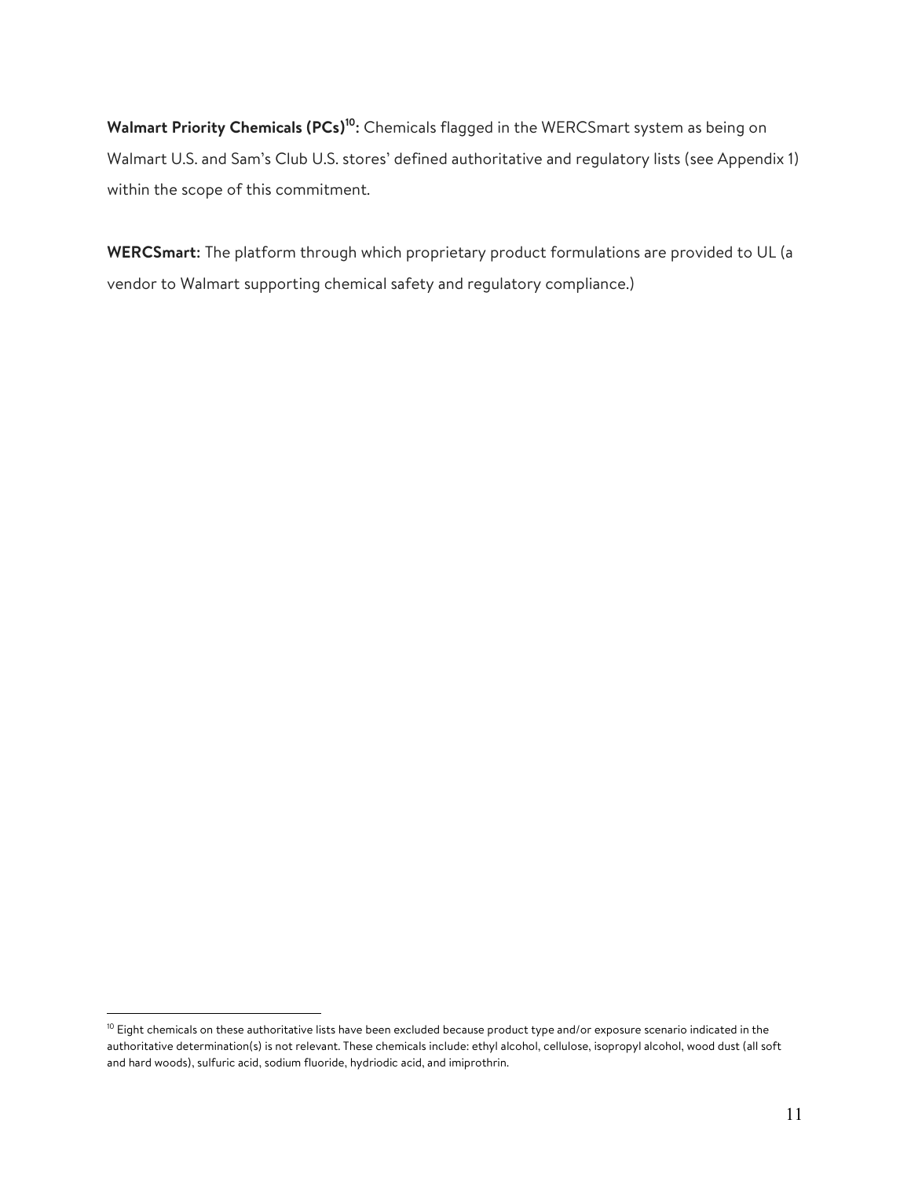**Walmart Priority Chemicals (PCs)[10]:** Chemicals flagged in the WERCSmart system as being on Walmart U.S. and Sam's Club U.S. stores' defined authoritative and regulatory lists (see Appendix 1) within the scope of this commitment.

**WERCSmart:** The platform through which proprietary product formulations are provided to UL (a vendor to Walmart supporting chemical safety and regulatory compliance.)

[10] Eight chemicals on these authoritative lists have been excluded because product type and/or exposure scenario indicated in the authoritative determination(s) is not relevant. These chemicals include: ethyl alcohol, cellulose, isopropyl alcohol, wood dust (all soft and hard woods), sulfuric acid, sodium fluoride, hydriodic acid, and imiprothrin.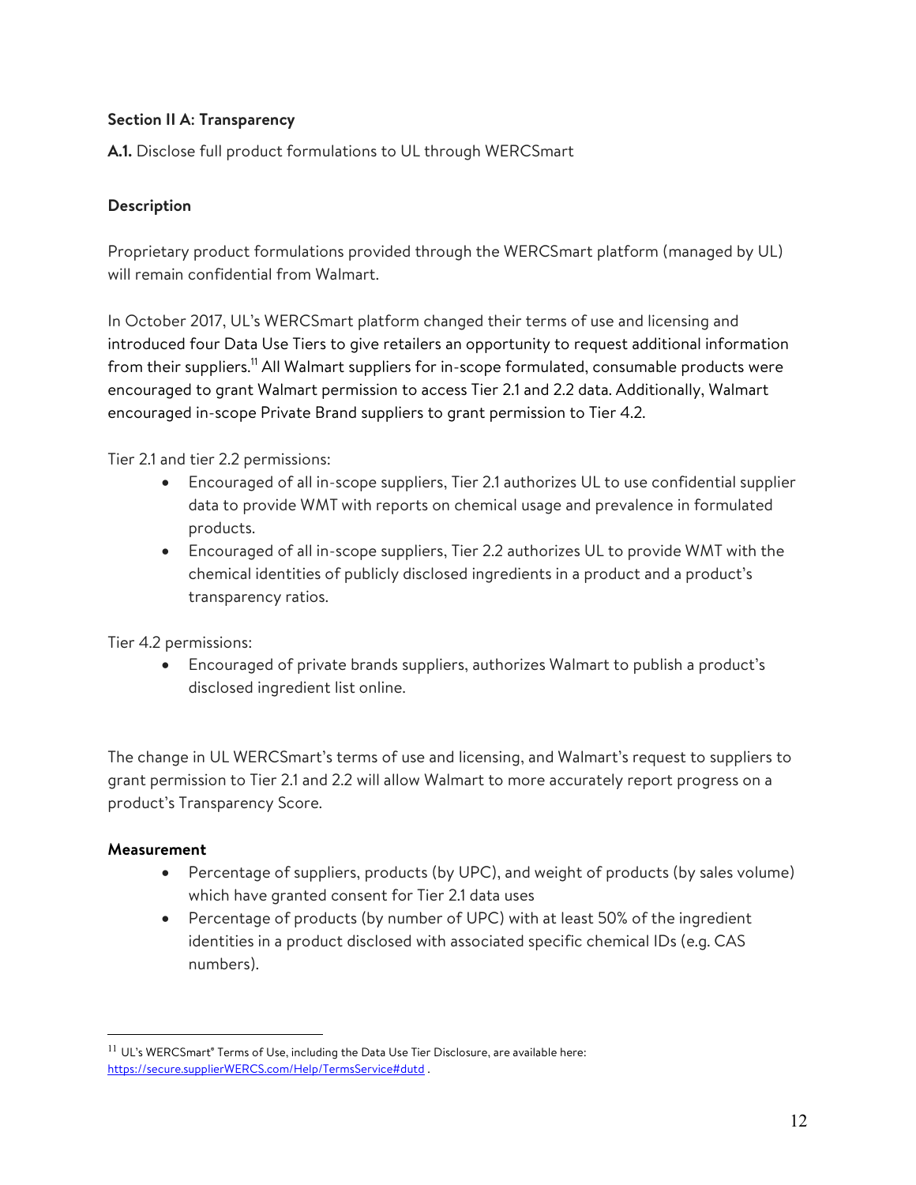**Section II A: Transparency**

**A.1.** Disclose full product formulations to UL through WERCSmart

**Description**

Proprietary product formulations provided through the WERCSmart platform (managed by UL) will remain confidential from Walmart.

In October 2017, UL's WERCSmart platform changed their terms of use and licensing and introduced four Data Use Tiers to give retailers an opportunity to request additional information from their suppliers.[11] All Walmart suppliers for in-scope formulated, consumable products were encouraged to grant Walmart permission to access Tier 2.1 and 2.2 data. Additionally, Walmart encouraged in-scope Private Brand suppliers to grant permission to Tier 4.2.

Tier 2.1 and tier 2.2 permissions:

- Encouraged of all in-scope suppliers, Tier 2.1 authorizes UL to use confidential supplier data to provide WMT with reports on chemical usage and prevalence in formulated products.
- Encouraged of all in-scope suppliers, Tier 2.2 authorizes UL to provide WMT with the chemical identities of publicly disclosed ingredients in a product and a product's transparency ratios.

Tier 4.2 permissions:

- Encouraged of private brands suppliers, authorizes Walmart to publish a product's disclosed ingredient list online.

The change in UL WERCSmart's terms of use and licensing, and Walmart's request to suppliers to grant permission to Tier 2.1 and 2.2 will allow Walmart to more accurately report progress on a product's Transparency Score.

**Measurement**

- Percentage of suppliers, products (by UPC), and weight of products (by sales volume) which have granted consent for Tier 2.1 data uses
- Percentage of products (by number of UPC) with at least 50% of the ingredient identities in a product disclosed with associated specific chemical IDs (e.g. CAS numbers).

---

[11] UL's WERCSmart® Terms of Use, including the Data Use Tier Disclosure, are available here: https://secure.supplierWERCS.com/Help/TermsService#dutd .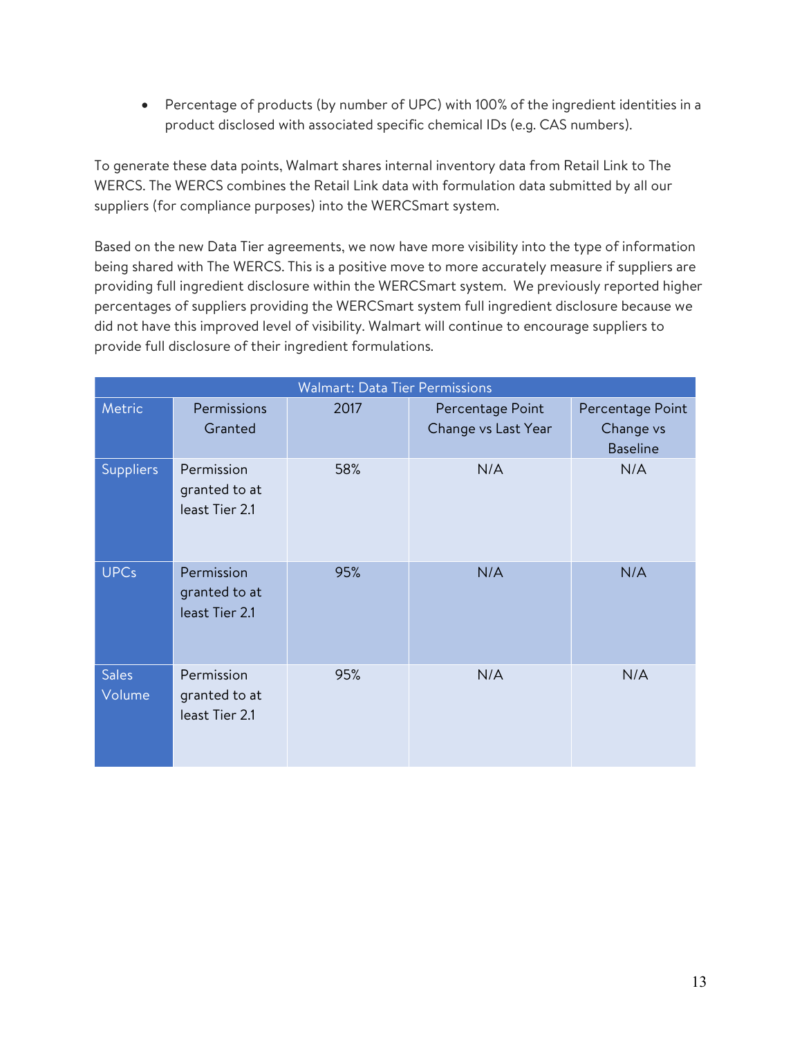- Percentage of products (by number of UPC) with 100% of the ingredient identities in a product disclosed with associated specific chemical IDs (e.g. CAS numbers).

To generate these data points, Walmart shares internal inventory data from Retail Link to The WERCS. The WERCS combines the Retail Link data with formulation data submitted by all our suppliers (for compliance purposes) into the WERCSmart system.

Based on the new Data Tier agreements, we now have more visibility into the type of information being shared with The WERCS. This is a positive move to more accurately measure if suppliers are providing full ingredient disclosure within the WERCSmart system. We previously reported higher percentages of suppliers providing the WERCSmart system full ingredient disclosure because we did not have this improved level of visibility. Walmart will continue to encourage suppliers to provide full disclosure of their ingredient formulations.

| Walmart: Data Tier Permissions | | | | |
|---|---|---|---|---|
| Metric | Permissions Granted | 2017 | Percentage Point Change vs Last Year | Percentage Point Change vs Baseline |
| Suppliers | Permission granted to at least Tier 2.1 | 58% | N/A | N/A |
| UPCs | Permission granted to at least Tier 2.1 | 95% | N/A | N/A |
| Sales Volume | Permission granted to at least Tier 2.1 | 95% | N/A | N/A |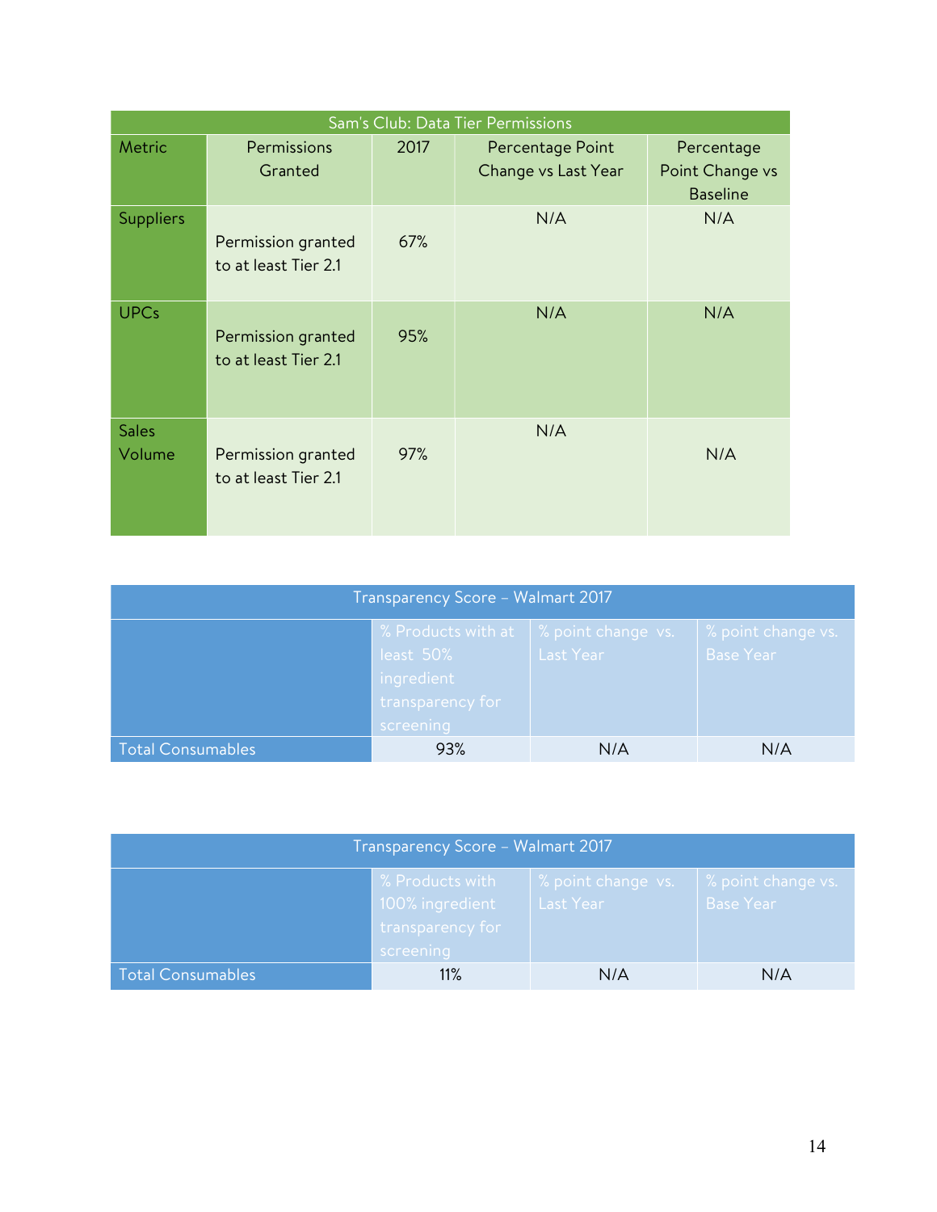| Sam's Club: Data Tier Permissions | | | | |
|---|---|---|---|---|
| Metric | Permissions Granted | 2017 | Percentage Point Change vs Last Year | Percentage Point Change vs Baseline |
| Suppliers | Permission granted to at least Tier 2.1 | 67% | N/A | N/A |
| UPCs | Permission granted to at least Tier 2.1 | 95% | N/A | N/A |
| Sales Volume | Permission granted to at least Tier 2.1 | 97% | N/A | N/A |

| Transparency Score – Walmart 2017 | | | |
|---|---|---|---|
| | % Products with at least 50% ingredient transparency for screening | % point change vs. Last Year | % point change vs. Base Year |
| Total Consumables | 93% | N/A | N/A |

| Transparency Score – Walmart 2017 | | | |
|---|---|---|---|
| | % Products with 100% ingredient transparency for screening | % point change vs. Last Year | % point change vs. Base Year |
| Total Consumables | 11% | N/A | N/A |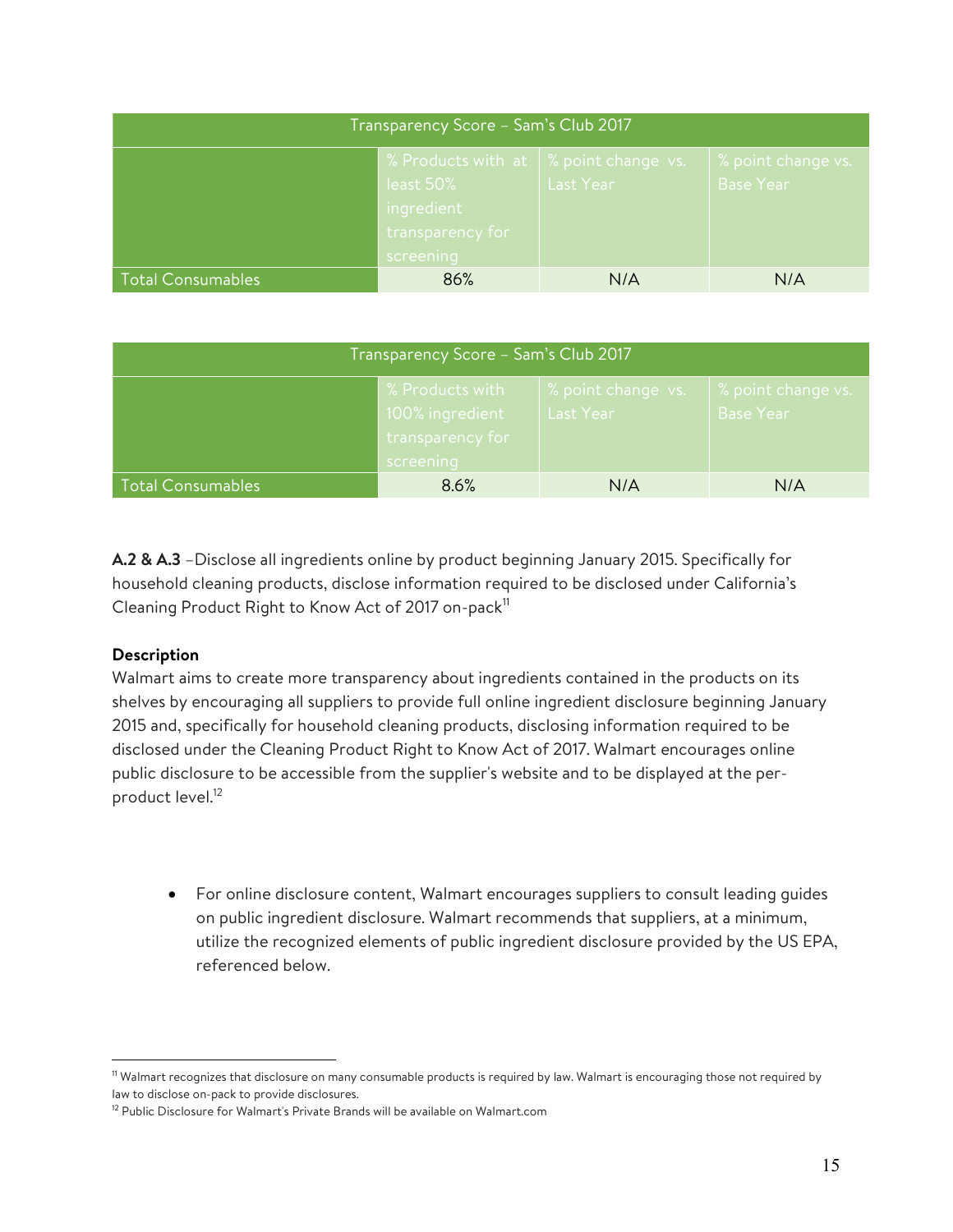| Transparency Score – Sam's Club 2017 | | | |
|---|---|---|---|
| | % Products with at least 50% ingredient transparency for screening | % point change vs. Last Year | % point change vs. Base Year |
| Total Consumables | 86% | N/A | N/A |

| Transparency Score – Sam's Club 2017 | | | |
|---|---|---|---|
| | % Products with 100% ingredient transparency for screening | % point change vs. Last Year | % point change vs. Base Year |
| Total Consumables | 8.6% | N/A | N/A |

**A.2 & A.3** –Disclose all ingredients online by product beginning January 2015. Specifically for household cleaning products, disclose information required to be disclosed under California's Cleaning Product Right to Know Act of 2017 on-pack[11]

**Description**

Walmart aims to create more transparency about ingredients contained in the products on its shelves by encouraging all suppliers to provide full online ingredient disclosure beginning January 2015 and, specifically for household cleaning products, disclosing information required to be disclosed under the Cleaning Product Right to Know Act of 2017. Walmart encourages online public disclosure to be accessible from the supplier's website and to be displayed at the per-product level.[12]

- For online disclosure content, Walmart encourages suppliers to consult leading guides on public ingredient disclosure. Walmart recommends that suppliers, at a minimum, utilize the recognized elements of public ingredient disclosure provided by the US EPA, referenced below.

[11] Walmart recognizes that disclosure on many consumable products is required by law. Walmart is encouraging those not required by law to disclose on-pack to provide disclosures.

[12] Public Disclosure for Walmart's Private Brands will be available on Walmart.com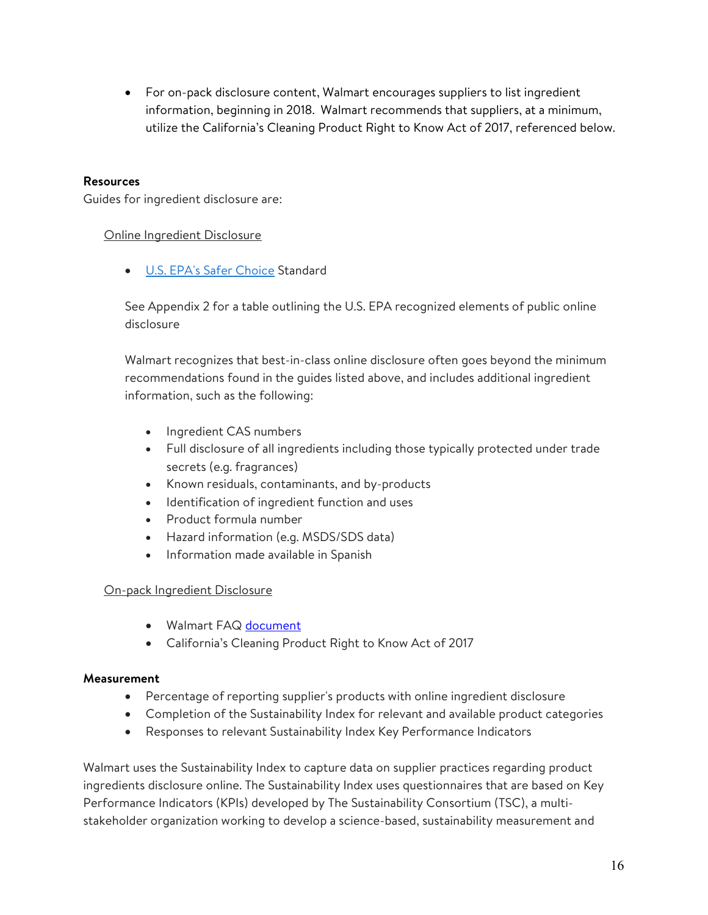- For on-pack disclosure content, Walmart encourages suppliers to list ingredient information, beginning in 2018. Walmart recommends that suppliers, at a minimum, utilize the California's Cleaning Product Right to Know Act of 2017, referenced below.

**Resources**

Guides for ingredient disclosure are:

Online Ingredient Disclosure

- U.S. EPA's Safer Choice Standard

See Appendix 2 for a table outlining the U.S. EPA recognized elements of public online disclosure

Walmart recognizes that best-in-class online disclosure often goes beyond the minimum recommendations found in the guides listed above, and includes additional ingredient information, such as the following:

- Ingredient CAS numbers
- Full disclosure of all ingredients including those typically protected under trade secrets (e.g. fragrances)
- Known residuals, contaminants, and by-products
- Identification of ingredient function and uses
- Product formula number
- Hazard information (e.g. MSDS/SDS data)
- Information made available in Spanish

On-pack Ingredient Disclosure

- Walmart FAQ document
- California's Cleaning Product Right to Know Act of 2017

**Measurement**

- Percentage of reporting supplier's products with online ingredient disclosure
- Completion of the Sustainability Index for relevant and available product categories
- Responses to relevant Sustainability Index Key Performance Indicators

Walmart uses the Sustainability Index to capture data on supplier practices regarding product ingredients disclosure online. The Sustainability Index uses questionnaires that are based on Key Performance Indicators (KPIs) developed by The Sustainability Consortium (TSC), a multi-stakeholder organization working to develop a science-based, sustainability measurement and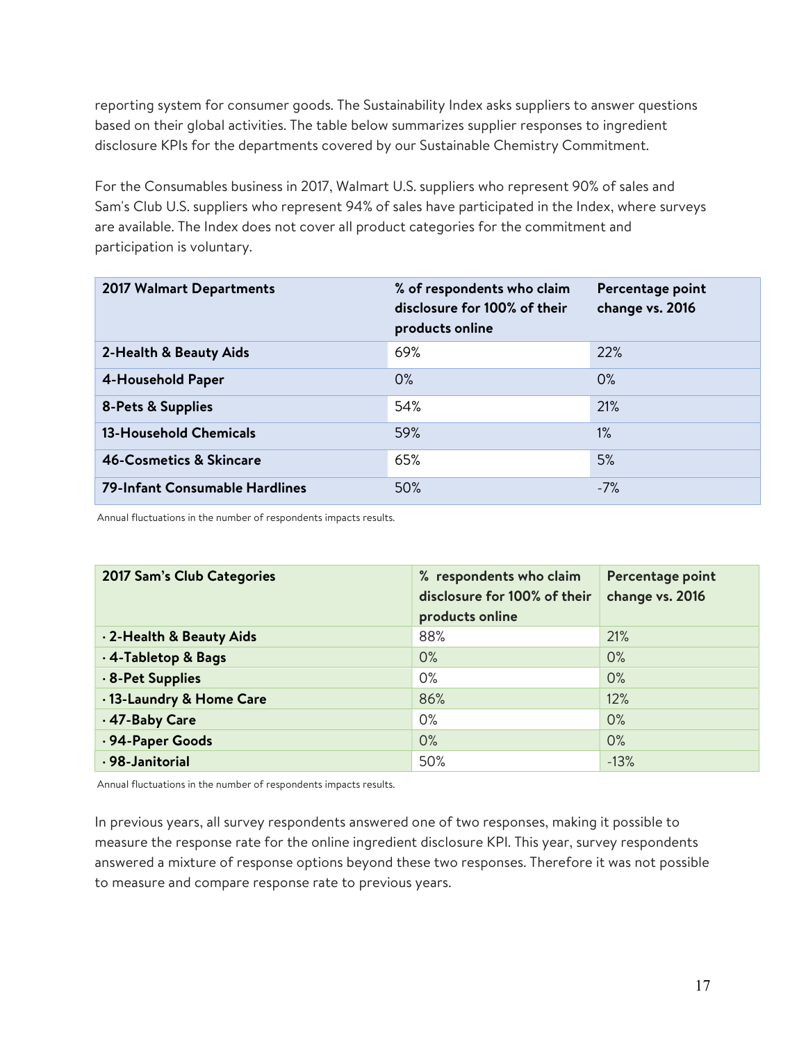reporting system for consumer goods. The Sustainability Index asks suppliers to answer questions based on their global activities. The table below summarizes supplier responses to ingredient disclosure KPIs for the departments covered by our Sustainable Chemistry Commitment.

For the Consumables business in 2017, Walmart U.S. suppliers who represent 90% of sales and Sam's Club U.S. suppliers who represent 94% of sales have participated in the Index, where surveys are available. The Index does not cover all product categories for the commitment and participation is voluntary.

| 2017 Walmart Departments | % of respondents who claim disclosure for 100% of their products online | Percentage point change vs. 2016 |
|---|---|---|
| **2-Health & Beauty Aids** | 69% | 22% |
| **4-Household Paper** | 0% | 0% |
| **8-Pets & Supplies** | 54% | 21% |
| **13-Household Chemicals** | 59% | 1% |
| **46-Cosmetics & Skincare** | 65% | 5% |
| **79-Infant Consumable Hardlines** | 50% | -7% |

Annual fluctuations in the number of respondents impacts results.

| 2017 Sam's Club Categories | % respondents who claim disclosure for 100% of their products online | Percentage point change vs. 2016 |
|---|---|---|
| **· 2-Health & Beauty Aids** | 88% | 21% |
| **· 4-Tabletop & Bags** | 0% | 0% |
| **· 8-Pet Supplies** | 0% | 0% |
| **· 13-Laundry & Home Care** | 86% | 12% |
| **· 47-Baby Care** | 0% | 0% |
| **· 94-Paper Goods** | 0% | 0% |
| **· 98-Janitorial** | 50% | -13% |

Annual fluctuations in the number of respondents impacts results.

In previous years, all survey respondents answered one of two responses, making it possible to measure the response rate for the online ingredient disclosure KPI. This year, survey respondents answered a mixture of response options beyond these two responses. Therefore it was not possible to measure and compare response rate to previous years.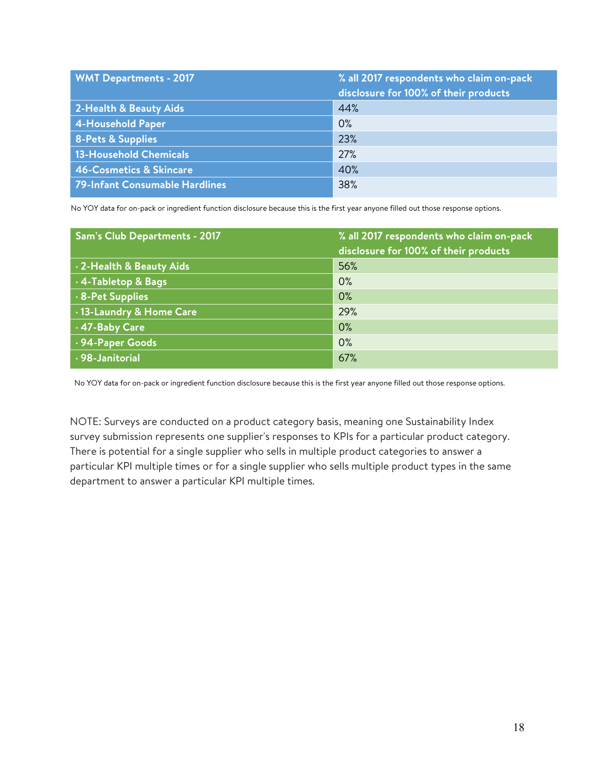| WMT Departments - 2017 | % all 2017 respondents who claim on-pack disclosure for 100% of their products |
|---|---|
| 2-Health & Beauty Aids | 44% |
| 4-Household Paper | 0% |
| 8-Pets & Supplies | 23% |
| 13-Household Chemicals | 27% |
| 46-Cosmetics & Skincare | 40% |
| 79-Infant Consumable Hardlines | 38% |

No YOY data for on-pack or ingredient function disclosure because this is the first year anyone filled out those response options.

| Sam's Club Departments - 2017 | % all 2017 respondents who claim on-pack disclosure for 100% of their products |
|---|---|
| · 2-Health & Beauty Aids | 56% |
| · 4-Tabletop & Bags | 0% |
| · 8-Pet Supplies | 0% |
| · 13-Laundry & Home Care | 29% |
| · 47-Baby Care | 0% |
| · 94-Paper Goods | 0% |
| · 98-Janitorial | 67% |

No YOY data for on-pack or ingredient function disclosure because this is the first year anyone filled out those response options.

NOTE: Surveys are conducted on a product category basis, meaning one Sustainability Index survey submission represents one supplier's responses to KPIs for a particular product category. There is potential for a single supplier who sells in multiple product categories to answer a particular KPI multiple times or for a single supplier who sells multiple product types in the same department to answer a particular KPI multiple times.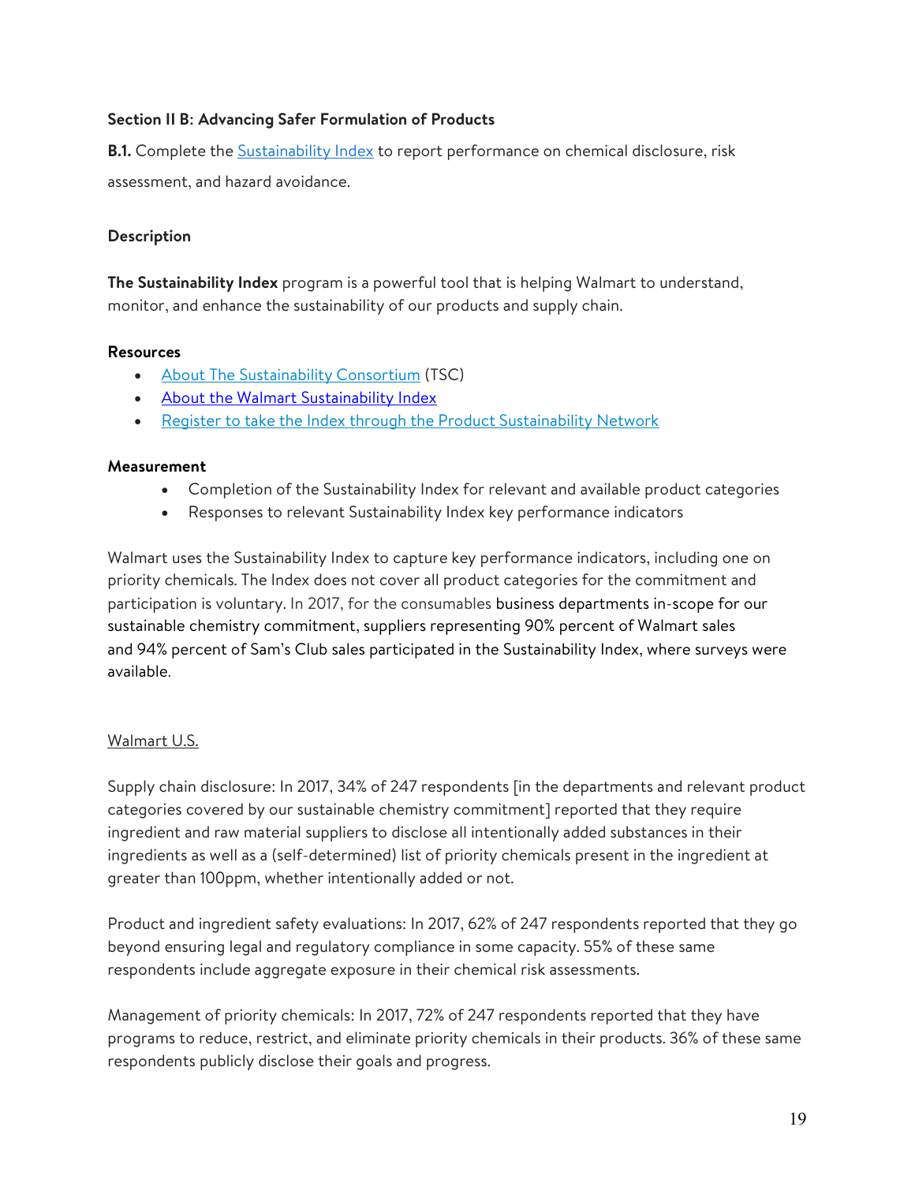**Section II B: Advancing Safer Formulation of Products**

**B.1.** Complete the Sustainability Index to report performance on chemical disclosure, risk assessment, and hazard avoidance.

**Description**

**The Sustainability Index** program is a powerful tool that is helping Walmart to understand, monitor, and enhance the sustainability of our products and supply chain.

**Resources**

- About The Sustainability Consortium (TSC)
- About the Walmart Sustainability Index
- Register to take the Index through the Product Sustainability Network

**Measurement**

- Completion of the Sustainability Index for relevant and available product categories
- Responses to relevant Sustainability Index key performance indicators

Walmart uses the Sustainability Index to capture key performance indicators, including one on priority chemicals. The Index does not cover all product categories for the commitment and participation is voluntary. In 2017, for the consumables business departments in-scope for our sustainable chemistry commitment, suppliers representing 90% percent of Walmart sales and 94% percent of Sam's Club sales participated in the Sustainability Index, where surveys were available.

Walmart U.S.

Supply chain disclosure: In 2017, 34% of 247 respondents [in the departments and relevant product categories covered by our sustainable chemistry commitment] reported that they require ingredient and raw material suppliers to disclose all intentionally added substances in their ingredients as well as a (self-determined) list of priority chemicals present in the ingredient at greater than 100ppm, whether intentionally added or not.

Product and ingredient safety evaluations: In 2017, 62% of 247 respondents reported that they go beyond ensuring legal and regulatory compliance in some capacity. 55% of these same respondents include aggregate exposure in their chemical risk assessments.

Management of priority chemicals: In 2017, 72% of 247 respondents reported that they have programs to reduce, restrict, and eliminate priority chemicals in their products. 36% of these same respondents publicly disclose their goals and progress.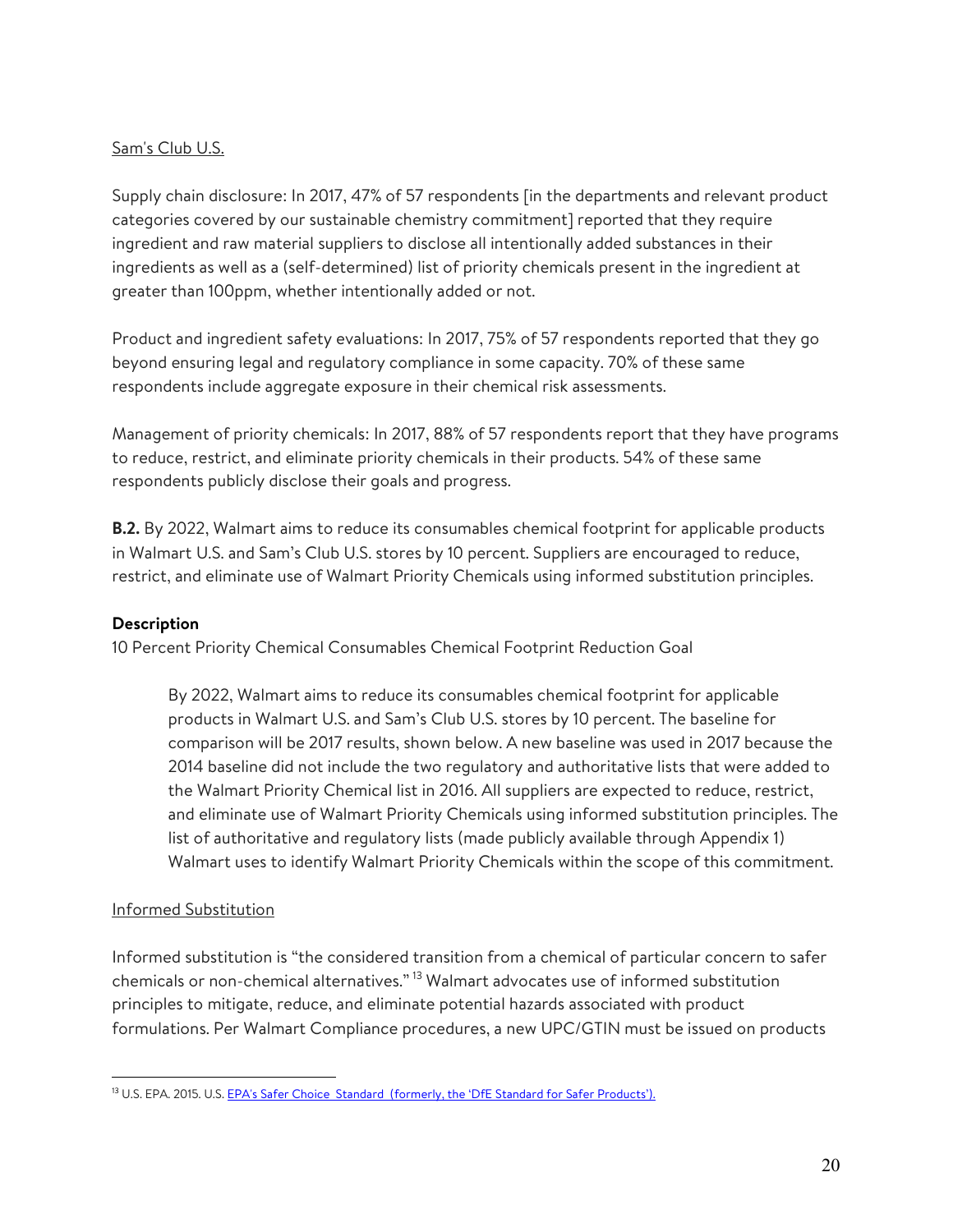Sam's Club U.S.

Supply chain disclosure: In 2017, 47% of 57 respondents [in the departments and relevant product categories covered by our sustainable chemistry commitment] reported that they require ingredient and raw material suppliers to disclose all intentionally added substances in their ingredients as well as a (self-determined) list of priority chemicals present in the ingredient at greater than 100ppm, whether intentionally added or not.

Product and ingredient safety evaluations: In 2017, 75% of 57 respondents reported that they go beyond ensuring legal and regulatory compliance in some capacity. 70% of these same respondents include aggregate exposure in their chemical risk assessments.

Management of priority chemicals: In 2017, 88% of 57 respondents report that they have programs to reduce, restrict, and eliminate priority chemicals in their products. 54% of these same respondents publicly disclose their goals and progress.

**B.2.** By 2022, Walmart aims to reduce its consumables chemical footprint for applicable products in Walmart U.S. and Sam's Club U.S. stores by 10 percent. Suppliers are encouraged to reduce, restrict, and eliminate use of Walmart Priority Chemicals using informed substitution principles.

**Description**

10 Percent Priority Chemical Consumables Chemical Footprint Reduction Goal

> By 2022, Walmart aims to reduce its consumables chemical footprint for applicable products in Walmart U.S. and Sam's Club U.S. stores by 10 percent. The baseline for comparison will be 2017 results, shown below. A new baseline was used in 2017 because the 2014 baseline did not include the two regulatory and authoritative lists that were added to the Walmart Priority Chemical list in 2016. All suppliers are expected to reduce, restrict, and eliminate use of Walmart Priority Chemicals using informed substitution principles. The list of authoritative and regulatory lists (made publicly available through Appendix 1) Walmart uses to identify Walmart Priority Chemicals within the scope of this commitment.

Informed Substitution

Informed substitution is "the considered transition from a chemical of particular concern to safer chemicals or non-chemical alternatives." [13] Walmart advocates use of informed substitution principles to mitigate, reduce, and eliminate potential hazards associated with product formulations. Per Walmart Compliance procedures, a new UPC/GTIN must be issued on products

[13] U.S. EPA. 2015. U.S. EPA's Safer Choice Standard (formerly, the 'DfE Standard for Safer Products').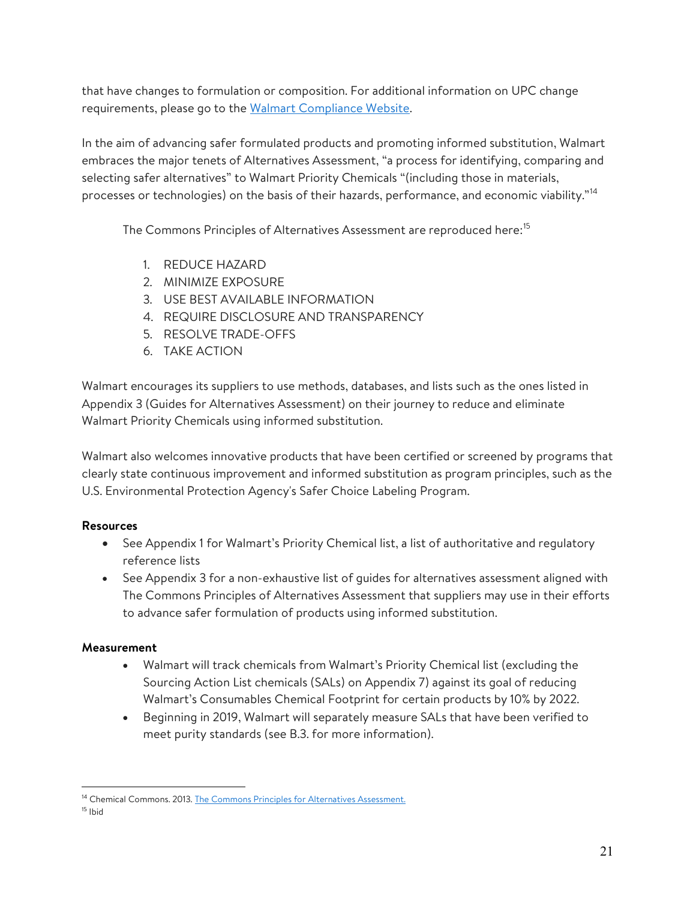that have changes to formulation or composition. For additional information on UPC change requirements, please go to the [Walmart Compliance Website](#).

In the aim of advancing safer formulated products and promoting informed substitution, Walmart embraces the major tenets of Alternatives Assessment, "a process for identifying, comparing and selecting safer alternatives" to Walmart Priority Chemicals "(including those in materials, processes or technologies) on the basis of their hazards, performance, and economic viability."[14]

The Commons Principles of Alternatives Assessment are reproduced here:[15]

1. REDUCE HAZARD
2. MINIMIZE EXPOSURE
3. USE BEST AVAILABLE INFORMATION
4. REQUIRE DISCLOSURE AND TRANSPARENCY
5. RESOLVE TRADE-OFFS
6. TAKE ACTION

Walmart encourages its suppliers to use methods, databases, and lists such as the ones listed in Appendix 3 (Guides for Alternatives Assessment) on their journey to reduce and eliminate Walmart Priority Chemicals using informed substitution.

Walmart also welcomes innovative products that have been certified or screened by programs that clearly state continuous improvement and informed substitution as program principles, such as the U.S. Environmental Protection Agency's Safer Choice Labeling Program.

**Resources**

- See Appendix 1 for Walmart's Priority Chemical list, a list of authoritative and regulatory reference lists
- See Appendix 3 for a non-exhaustive list of guides for alternatives assessment aligned with The Commons Principles of Alternatives Assessment that suppliers may use in their efforts to advance safer formulation of products using informed substitution.

**Measurement**

- Walmart will track chemicals from Walmart's Priority Chemical list (excluding the Sourcing Action List chemicals (SALs) on Appendix 7) against its goal of reducing Walmart's Consumables Chemical Footprint for certain products by 10% by 2022.
- Beginning in 2019, Walmart will separately measure SALs that have been verified to meet purity standards (see B.3. for more information).

---

[14] Chemical Commons. 2013. [The Commons Principles for Alternatives Assessment.](#)

[15] Ibid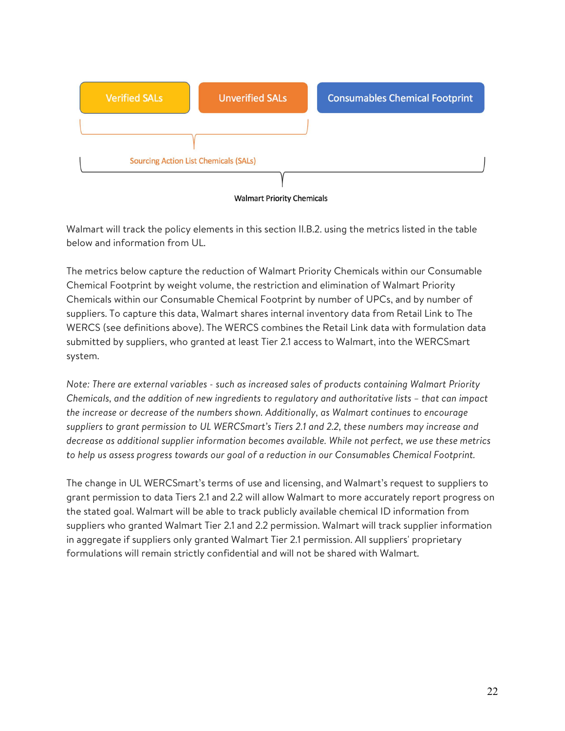Verified SALs | Unverified SALs | Consumables Chemical Footprint

Sourcing Action List Chemicals (SALs)

Walmart Priority Chemicals

Walmart will track the policy elements in this section II.B.2. using the metrics listed in the table below and information from UL.

The metrics below capture the reduction of Walmart Priority Chemicals within our Consumable Chemical Footprint by weight volume, the restriction and elimination of Walmart Priority Chemicals within our Consumable Chemical Footprint by number of UPCs, and by number of suppliers. To capture this data, Walmart shares internal inventory data from Retail Link to The WERCS (see definitions above). The WERCS combines the Retail Link data with formulation data submitted by suppliers, who granted at least Tier 2.1 access to Walmart, into the WERCSmart system.

*Note: There are external variables - such as increased sales of products containing Walmart Priority Chemicals, and the addition of new ingredients to regulatory and authoritative lists – that can impact the increase or decrease of the numbers shown. Additionally, as Walmart continues to encourage suppliers to grant permission to UL WERCSmart's Tiers 2.1 and 2.2, these numbers may increase and decrease as additional supplier information becomes available. While not perfect, we use these metrics to help us assess progress towards our goal of a reduction in our Consumables Chemical Footprint.*

The change in UL WERCSmart's terms of use and licensing, and Walmart's request to suppliers to grant permission to data Tiers 2.1 and 2.2 will allow Walmart to more accurately report progress on the stated goal. Walmart will be able to track publicly available chemical ID information from suppliers who granted Walmart Tier 2.1 and 2.2 permission. Walmart will track supplier information in aggregate if suppliers only granted Walmart Tier 2.1 permission. All suppliers' proprietary formulations will remain strictly confidential and will not be shared with Walmart.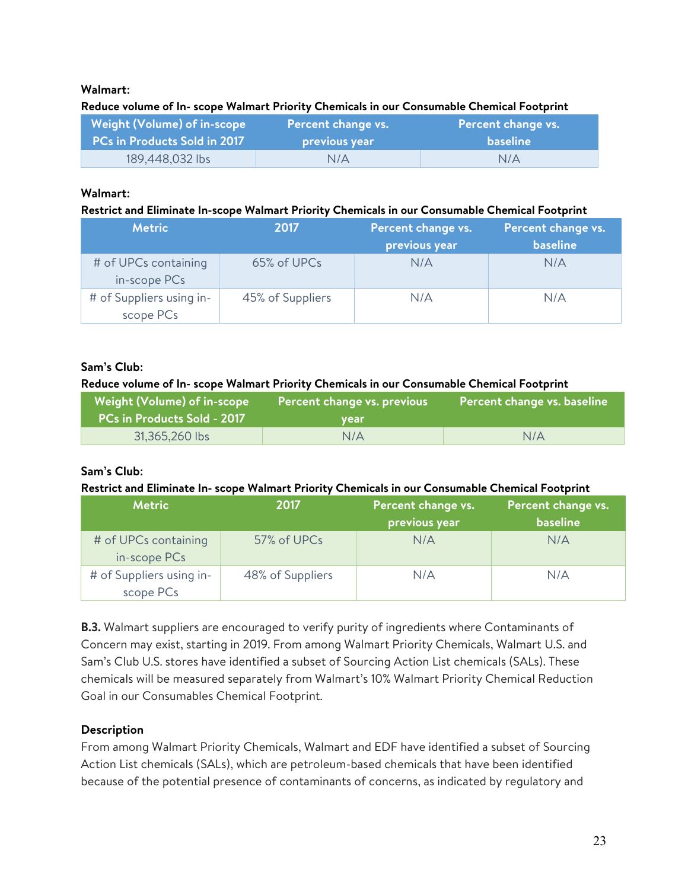**Walmart:**

**Reduce volume of In- scope Walmart Priority Chemicals in our Consumable Chemical Footprint**

| Weight (Volume) of in-scope PCs in Products Sold in 2017 | Percent change vs. previous year | Percent change vs. baseline |
|---|---|---|
| 189,448,032 lbs | N/A | N/A |

**Walmart:**

**Restrict and Eliminate In-scope Walmart Priority Chemicals in our Consumable Chemical Footprint**

| Metric | 2017 | Percent change vs. previous year | Percent change vs. baseline |
|---|---|---|---|
| # of UPCs containing in-scope PCs | 65% of UPCs | N/A | N/A |
| # of Suppliers using in-scope PCs | 45% of Suppliers | N/A | N/A |

**Sam's Club:**

**Reduce volume of In- scope Walmart Priority Chemicals in our Consumable Chemical Footprint**

| Weight (Volume) of in-scope PCs in Products Sold - 2017 | Percent change vs. previous year | Percent change vs. baseline |
|---|---|---|
| 31,365,260 lbs | N/A | N/A |

**Sam's Club:**

**Restrict and Eliminate In- scope Walmart Priority Chemicals in our Consumable Chemical Footprint**

| Metric | 2017 | Percent change vs. previous year | Percent change vs. baseline |
|---|---|---|---|
| # of UPCs containing in-scope PCs | 57% of UPCs | N/A | N/A |
| # of Suppliers using in-scope PCs | 48% of Suppliers | N/A | N/A |

**B.3.** Walmart suppliers are encouraged to verify purity of ingredients where Contaminants of Concern may exist, starting in 2019. From among Walmart Priority Chemicals, Walmart U.S. and Sam's Club U.S. stores have identified a subset of Sourcing Action List chemicals (SALs). These chemicals will be measured separately from Walmart's 10% Walmart Priority Chemical Reduction Goal in our Consumables Chemical Footprint.

**Description**

From among Walmart Priority Chemicals, Walmart and EDF have identified a subset of Sourcing Action List chemicals (SALs), which are petroleum-based chemicals that have been identified because of the potential presence of contaminants of concerns, as indicated by regulatory and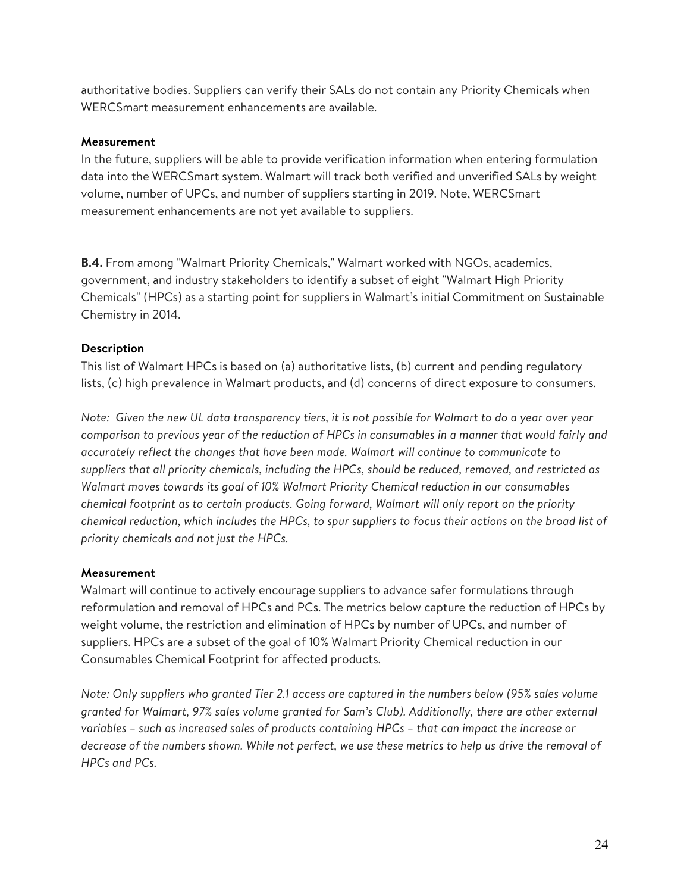authoritative bodies. Suppliers can verify their SALs do not contain any Priority Chemicals when WERCSmart measurement enhancements are available.

**Measurement**

In the future, suppliers will be able to provide verification information when entering formulation data into the WERCSmart system. Walmart will track both verified and unverified SALs by weight volume, number of UPCs, and number of suppliers starting in 2019. Note, WERCSmart measurement enhancements are not yet available to suppliers.

**B.4.** From among "Walmart Priority Chemicals," Walmart worked with NGOs, academics, government, and industry stakeholders to identify a subset of eight "Walmart High Priority Chemicals" (HPCs) as a starting point for suppliers in Walmart's initial Commitment on Sustainable Chemistry in 2014.

**Description**

This list of Walmart HPCs is based on (a) authoritative lists, (b) current and pending regulatory lists, (c) high prevalence in Walmart products, and (d) concerns of direct exposure to consumers.

*Note: Given the new UL data transparency tiers, it is not possible for Walmart to do a year over year comparison to previous year of the reduction of HPCs in consumables in a manner that would fairly and accurately reflect the changes that have been made. Walmart will continue to communicate to suppliers that all priority chemicals, including the HPCs, should be reduced, removed, and restricted as Walmart moves towards its goal of 10% Walmart Priority Chemical reduction in our consumables chemical footprint as to certain products. Going forward, Walmart will only report on the priority chemical reduction, which includes the HPCs, to spur suppliers to focus their actions on the broad list of priority chemicals and not just the HPCs.*

**Measurement**

Walmart will continue to actively encourage suppliers to advance safer formulations through reformulation and removal of HPCs and PCs. The metrics below capture the reduction of HPCs by weight volume, the restriction and elimination of HPCs by number of UPCs, and number of suppliers. HPCs are a subset of the goal of 10% Walmart Priority Chemical reduction in our Consumables Chemical Footprint for affected products.

*Note: Only suppliers who granted Tier 2.1 access are captured in the numbers below (95% sales volume granted for Walmart, 97% sales volume granted for Sam's Club). Additionally, there are other external variables – such as increased sales of products containing HPCs – that can impact the increase or decrease of the numbers shown. While not perfect, we use these metrics to help us drive the removal of HPCs and PCs.*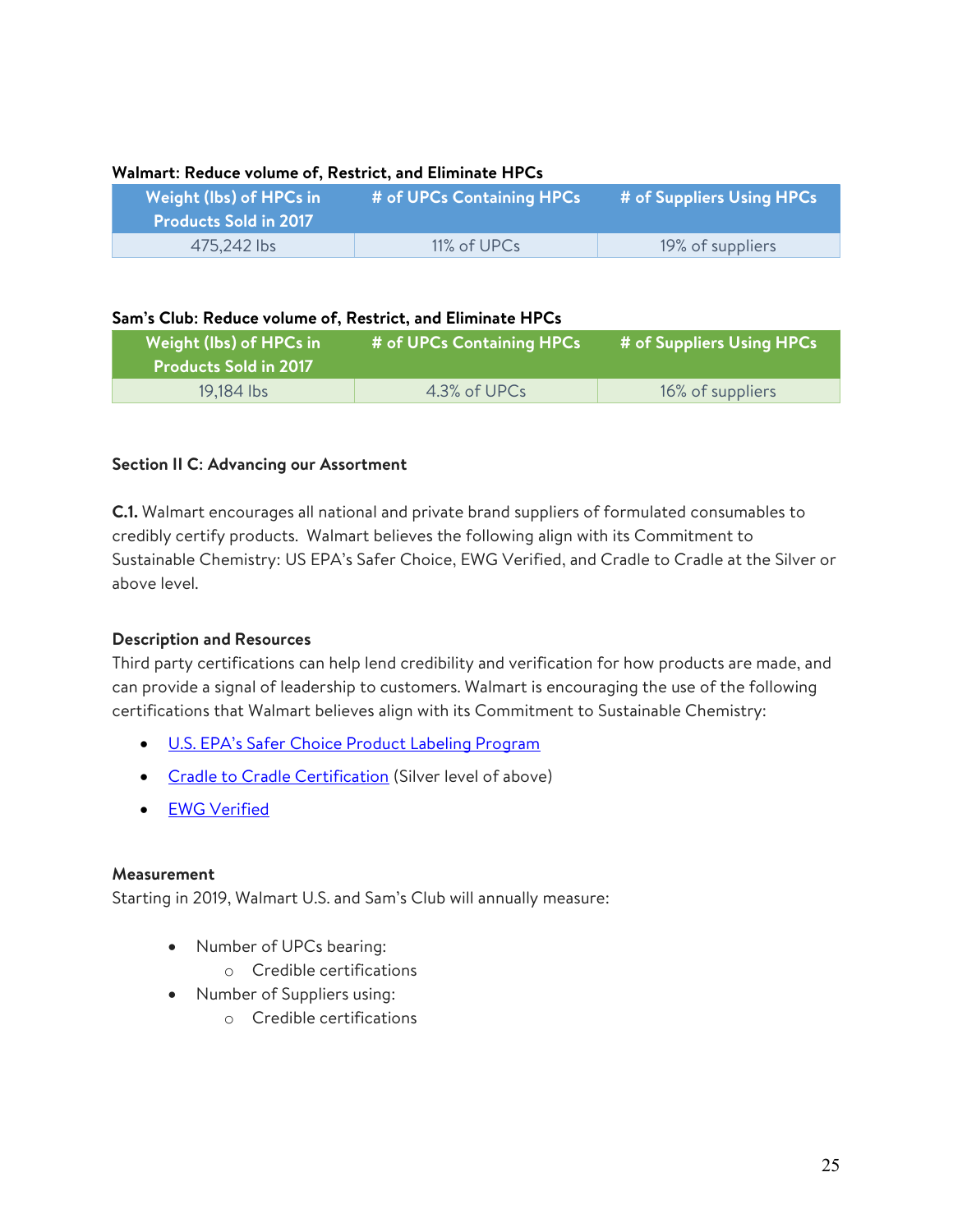**Walmart: Reduce volume of, Restrict, and Eliminate HPCs**

| Weight (lbs) of HPCs in Products Sold in 2017 | # of UPCs Containing HPCs | # of Suppliers Using HPCs |
|---|---|---|
| 475,242 lbs | 11% of UPCs | 19% of suppliers |

**Sam's Club: Reduce volume of, Restrict, and Eliminate HPCs**

| Weight (lbs) of HPCs in Products Sold in 2017 | # of UPCs Containing HPCs | # of Suppliers Using HPCs |
|---|---|---|
| 19,184 lbs | 4.3% of UPCs | 16% of suppliers |

**Section II C: Advancing our Assortment**

**C.1.** Walmart encourages all national and private brand suppliers of formulated consumables to credibly certify products. Walmart believes the following align with its Commitment to Sustainable Chemistry: US EPA's Safer Choice, EWG Verified, and Cradle to Cradle at the Silver or above level.

**Description and Resources**

Third party certifications can help lend credibility and verification for how products are made, and can provide a signal of leadership to customers. Walmart is encouraging the use of the following certifications that Walmart believes align with its Commitment to Sustainable Chemistry:

- U.S. EPA's Safer Choice Product Labeling Program
- Cradle to Cradle Certification (Silver level of above)
- EWG Verified

**Measurement**

Starting in 2019, Walmart U.S. and Sam's Club will annually measure:

- Number of UPCs bearing:
    - Credible certifications
- Number of Suppliers using:
    - Credible certifications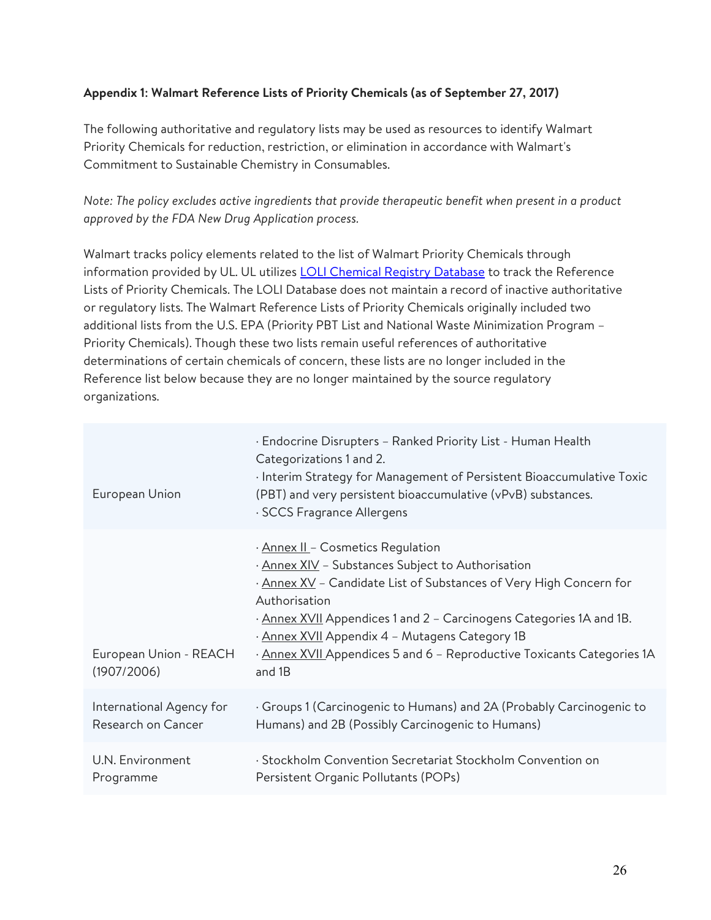**Appendix 1: Walmart Reference Lists of Priority Chemicals (as of September 27, 2017)**

The following authoritative and regulatory lists may be used as resources to identify Walmart Priority Chemicals for reduction, restriction, or elimination in accordance with Walmart's Commitment to Sustainable Chemistry in Consumables.

*Note: The policy excludes active ingredients that provide therapeutic benefit when present in a product approved by the FDA New Drug Application process.*

Walmart tracks policy elements related to the list of Walmart Priority Chemicals through information provided by UL. UL utilizes LOLI Chemical Registry Database to track the Reference Lists of Priority Chemicals. The LOLI Database does not maintain a record of inactive authoritative or regulatory lists. The Walmart Reference Lists of Priority Chemicals originally included two additional lists from the U.S. EPA (Priority PBT List and National Waste Minimization Program – Priority Chemicals). Though these two lists remain useful references of authoritative determinations of certain chemicals of concern, these lists are no longer included in the Reference list below because they are no longer maintained by the source regulatory organizations.

| | |
|---|---|
| European Union | · Endocrine Disrupters – Ranked Priority List - Human Health Categorizations 1 and 2.<br>· Interim Strategy for Management of Persistent Bioaccumulative Toxic (PBT) and very persistent bioaccumulative (vPvB) substances.<br>· SCCS Fragrance Allergens |
| European Union - REACH (1907/2006) | · Annex II – Cosmetics Regulation<br>· Annex XIV – Substances Subject to Authorisation<br>· Annex XV – Candidate List of Substances of Very High Concern for Authorisation<br>· Annex XVII Appendices 1 and 2 – Carcinogens Categories 1A and 1B.<br>· Annex XVII Appendix 4 – Mutagens Category 1B<br>· Annex XVII Appendices 5 and 6 – Reproductive Toxicants Categories 1A and 1B |
| International Agency for Research on Cancer | · Groups 1 (Carcinogenic to Humans) and 2A (Probably Carcinogenic to Humans) and 2B (Possibly Carcinogenic to Humans) |
| U.N. Environment Programme | · Stockholm Convention Secretariat Stockholm Convention on Persistent Organic Pollutants (POPs) |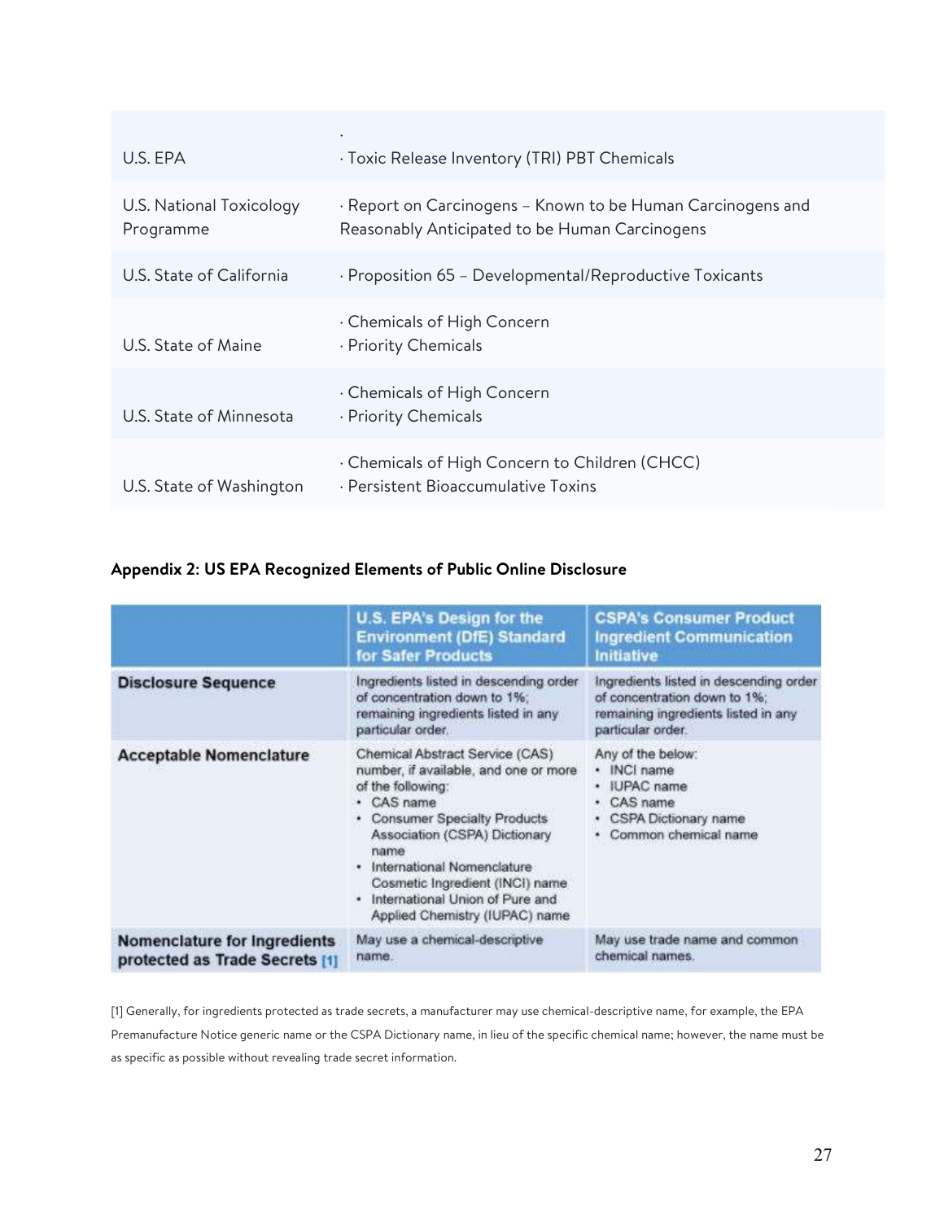| | |
|---|---|
| U.S. EPA | · <br>· Toxic Release Inventory (TRI) PBT Chemicals |
| U.S. National Toxicology Programme | · Report on Carcinogens – Known to be Human Carcinogens and Reasonably Anticipated to be Human Carcinogens |
| U.S. State of California | · Proposition 65 – Developmental/Reproductive Toxicants |
| U.S. State of Maine | · Chemicals of High Concern<br>· Priority Chemicals |
| U.S. State of Minnesota | · Chemicals of High Concern<br>· Priority Chemicals |
| U.S. State of Washington | · Chemicals of High Concern to Children (CHCC)<br>· Persistent Bioaccumulative Toxins |

**Appendix 2: US EPA Recognized Elements of Public Online Disclosure**

| | U.S. EPA's Design for the Environment (DfE) Standard for Safer Products | CSPA's Consumer Product Ingredient Communication Initiative |
|---|---|---|
| **Disclosure Sequence** | Ingredients listed in descending order of concentration down to 1%; remaining ingredients listed in any particular order. | Ingredients listed in descending order of concentration down to 1%; remaining ingredients listed in any particular order. |
| **Acceptable Nomenclature** | Chemical Abstract Service (CAS) number, if available, and one or more of the following:<br>• CAS name<br>• Consumer Specialty Products Association (CSPA) Dictionary name<br>• International Nomenclature Cosmetic Ingredient (INCI) name<br>• International Union of Pure and Applied Chemistry (IUPAC) name | Any of the below:<br>• INCI name<br>• IUPAC name<br>• CAS name<br>• CSPA Dictionary name<br>• Common chemical name |
| **Nomenclature for Ingredients protected as Trade Secrets [1]** | May use a chemical-descriptive name. | May use trade name and common chemical names. |

[1] Generally, for ingredients protected as trade secrets, a manufacturer may use chemical-descriptive name, for example, the EPA Premanufacture Notice generic name or the CSPA Dictionary name, in lieu of the specific chemical name; however, the name must be as specific as possible without revealing trade secret information.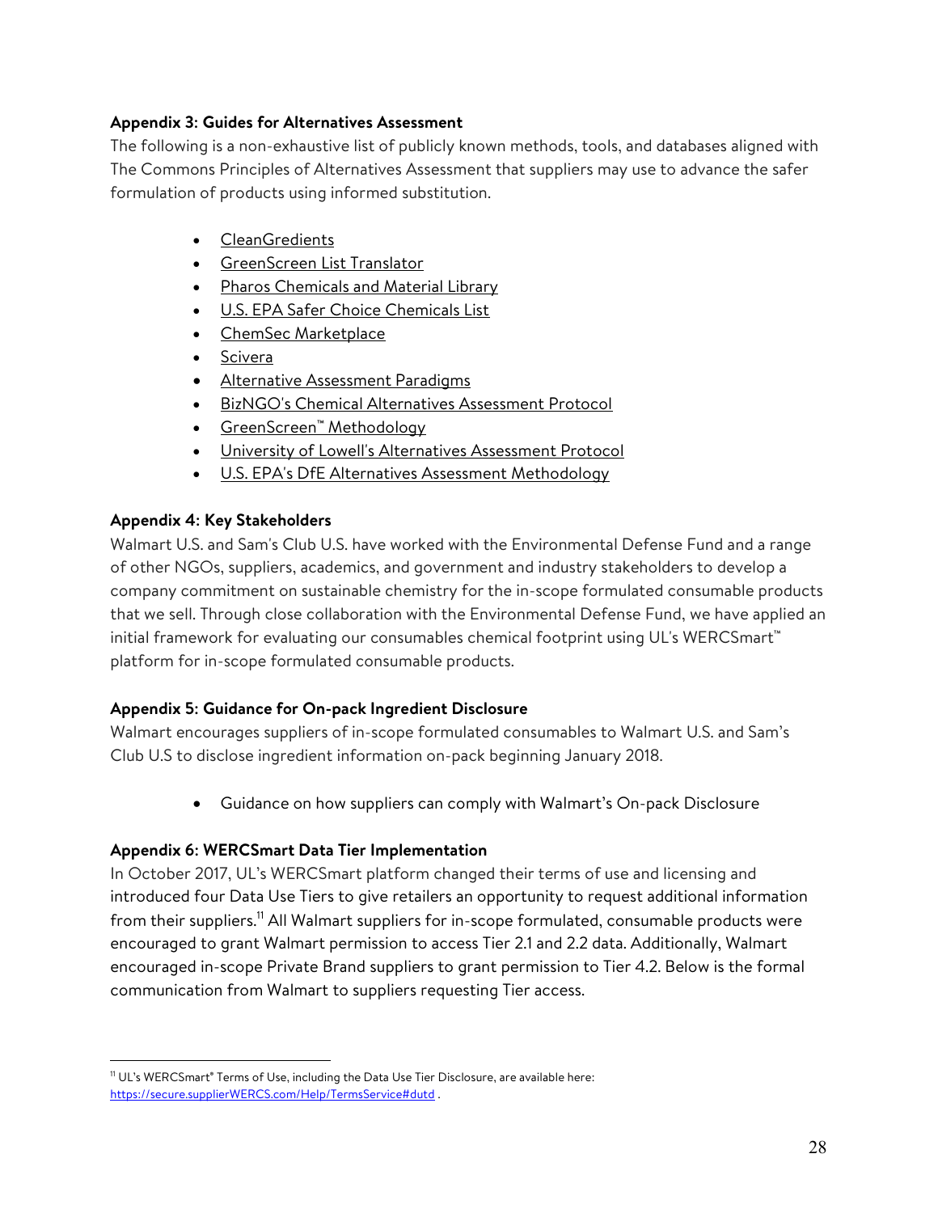**Appendix 3: Guides for Alternatives Assessment**

The following is a non-exhaustive list of publicly known methods, tools, and databases aligned with The Commons Principles of Alternatives Assessment that suppliers may use to advance the safer formulation of products using informed substitution.

- CleanGredients
- GreenScreen List Translator
- Pharos Chemicals and Material Library
- U.S. EPA Safer Choice Chemicals List
- ChemSec Marketplace
- Scivera
- Alternative Assessment Paradigms
- BizNGO's Chemical Alternatives Assessment Protocol
- GreenScreen™ Methodology
- University of Lowell's Alternatives Assessment Protocol
- U.S. EPA's DfE Alternatives Assessment Methodology

**Appendix 4: Key Stakeholders**

Walmart U.S. and Sam's Club U.S. have worked with the Environmental Defense Fund and a range of other NGOs, suppliers, academics, and government and industry stakeholders to develop a company commitment on sustainable chemistry for the in-scope formulated consumable products that we sell. Through close collaboration with the Environmental Defense Fund, we have applied an initial framework for evaluating our consumables chemical footprint using UL's WERCSmart™ platform for in-scope formulated consumable products.

**Appendix 5: Guidance for On-pack Ingredient Disclosure**

Walmart encourages suppliers of in-scope formulated consumables to Walmart U.S. and Sam's Club U.S to disclose ingredient information on-pack beginning January 2018.

- Guidance on how suppliers can comply with Walmart's On-pack Disclosure

**Appendix 6: WERCSmart Data Tier Implementation**

In October 2017, UL's WERCSmart platform changed their terms of use and licensing and introduced four Data Use Tiers to give retailers an opportunity to request additional information from their suppliers.[11] All Walmart suppliers for in-scope formulated, consumable products were encouraged to grant Walmart permission to access Tier 2.1 and 2.2 data. Additionally, Walmart encouraged in-scope Private Brand suppliers to grant permission to Tier 4.2. Below is the formal communication from Walmart to suppliers requesting Tier access.

---

[11] UL's WERCSmart® Terms of Use, including the Data Use Tier Disclosure, are available here: https://secure.supplierWERCS.com/Help/TermsService#dutd .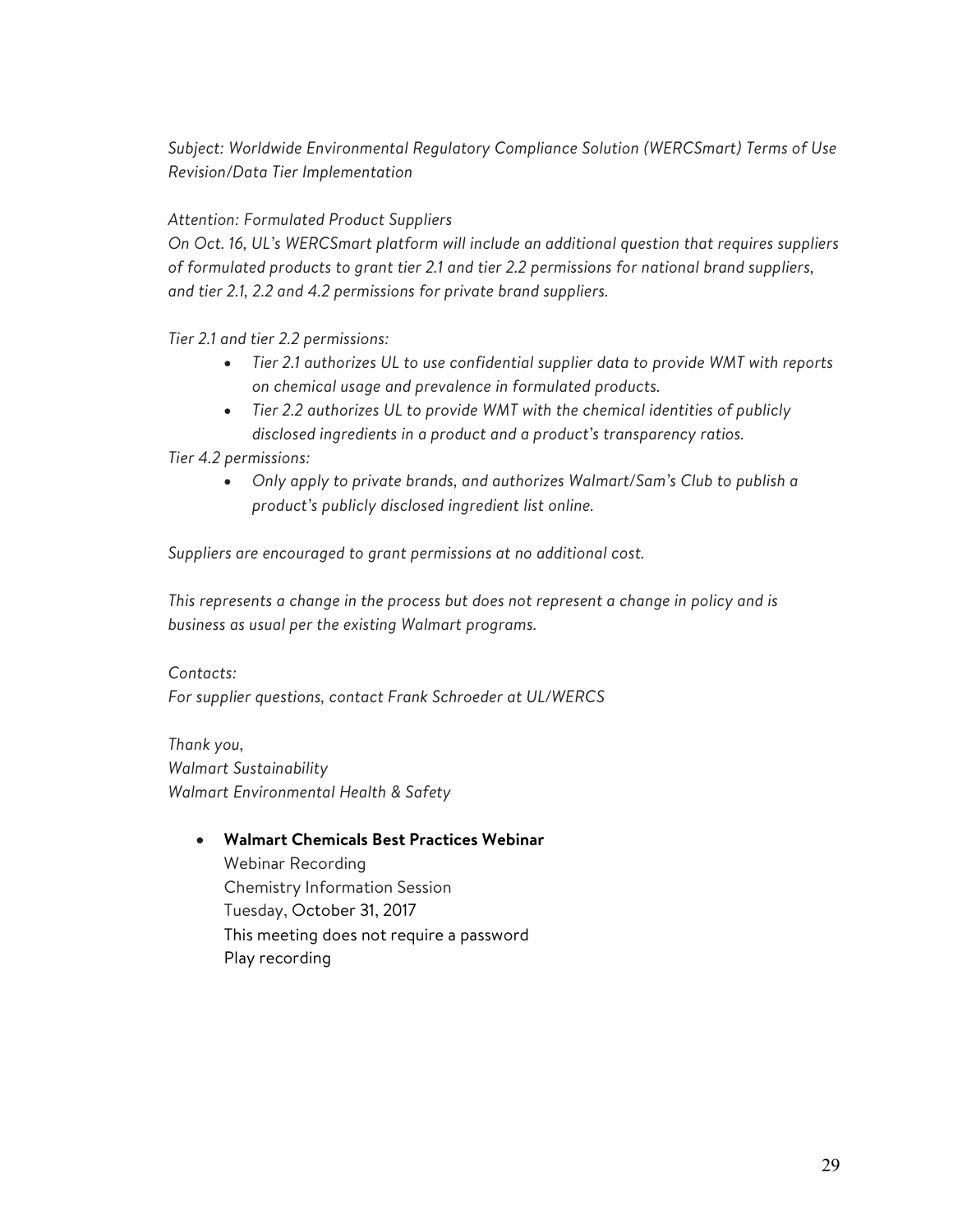*Subject: Worldwide Environmental Regulatory Compliance Solution (WERCSmart) Terms of Use Revision/Data Tier Implementation*

*Attention: Formulated Product Suppliers*
*On Oct. 16, UL's WERCSmart platform will include an additional question that requires suppliers of formulated products to grant tier 2.1 and tier 2.2 permissions for national brand suppliers, and tier 2.1, 2.2 and 4.2 permissions for private brand suppliers.*

*Tier 2.1 and tier 2.2 permissions:*

- *Tier 2.1 authorizes UL to use confidential supplier data to provide WMT with reports on chemical usage and prevalence in formulated products.*
- *Tier 2.2 authorizes UL to provide WMT with the chemical identities of publicly disclosed ingredients in a product and a product's transparency ratios.*

*Tier 4.2 permissions:*

- *Only apply to private brands, and authorizes Walmart/Sam's Club to publish a product's publicly disclosed ingredient list online.*

*Suppliers are encouraged to grant permissions at no additional cost.*

*This represents a change in the process but does not represent a change in policy and is business as usual per the existing Walmart programs.*

*Contacts:*
*For supplier questions, contact Frank Schroeder at UL/WERCS*

*Thank you,*
*Walmart Sustainability*
*Walmart Environmental Health & Safety*

- **Walmart Chemicals Best Practices Webinar**
  Webinar Recording
  Chemistry Information Session
  Tuesday, October 31, 2017
  This meeting does not require a password
  Play recording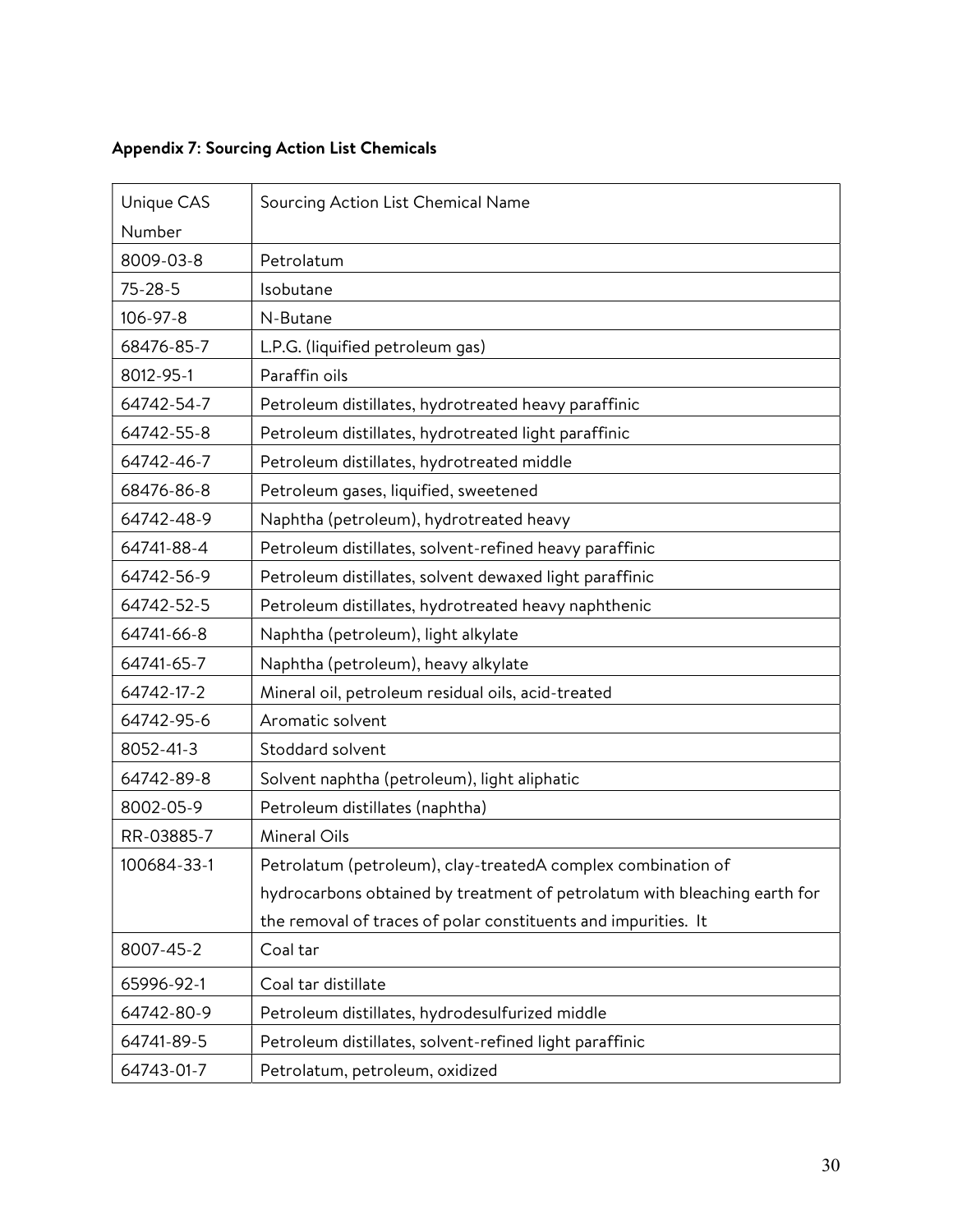**Appendix 7: Sourcing Action List Chemicals**

| Unique CAS Number | Sourcing Action List Chemical Name |
|---|---|
| 8009-03-8 | Petrolatum |
| 75-28-5 | Isobutane |
| 106-97-8 | N-Butane |
| 68476-85-7 | L.P.G. (liquified petroleum gas) |
| 8012-95-1 | Paraffin oils |
| 64742-54-7 | Petroleum distillates, hydrotreated heavy paraffinic |
| 64742-55-8 | Petroleum distillates, hydrotreated light paraffinic |
| 64742-46-7 | Petroleum distillates, hydrotreated middle |
| 68476-86-8 | Petroleum gases, liquified, sweetened |
| 64742-48-9 | Naphtha (petroleum), hydrotreated heavy |
| 64741-88-4 | Petroleum distillates, solvent-refined heavy paraffinic |
| 64742-56-9 | Petroleum distillates, solvent dewaxed light paraffinic |
| 64742-52-5 | Petroleum distillates, hydrotreated heavy naphthenic |
| 64741-66-8 | Naphtha (petroleum), light alkylate |
| 64741-65-7 | Naphtha (petroleum), heavy alkylate |
| 64742-17-2 | Mineral oil, petroleum residual oils, acid-treated |
| 64742-95-6 | Aromatic solvent |
| 8052-41-3 | Stoddard solvent |
| 64742-89-8 | Solvent naphtha (petroleum), light aliphatic |
| 8002-05-9 | Petroleum distillates (naphtha) |
| RR-03885-7 | Mineral Oils |
| 100684-33-1 | Petrolatum (petroleum), clay-treatedA complex combination of hydrocarbons obtained by treatment of petrolatum with bleaching earth for the removal of traces of polar constituents and impurities. It |
| 8007-45-2 | Coal tar |
| 65996-92-1 | Coal tar distillate |
| 64742-80-9 | Petroleum distillates, hydrodesulfurized middle |
| 64741-89-5 | Petroleum distillates, solvent-refined light paraffinic |
| 64743-01-7 | Petrolatum, petroleum, oxidized |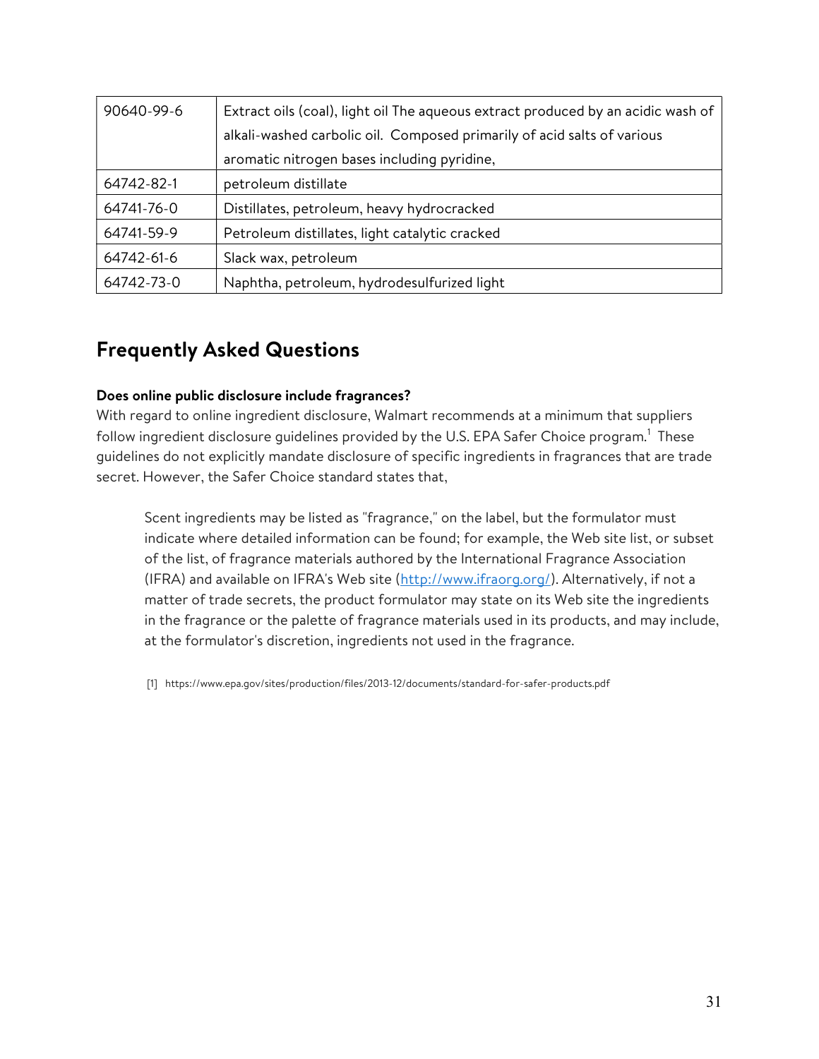| | |
|---|---|
| 90640-99-6 | Extract oils (coal), light oil The aqueous extract produced by an acidic wash of alkali-washed carbolic oil. Composed primarily of acid salts of various aromatic nitrogen bases including pyridine, |
| 64742-82-1 | petroleum distillate |
| 64741-76-0 | Distillates, petroleum, heavy hydrocracked |
| 64741-59-9 | Petroleum distillates, light catalytic cracked |
| 64742-61-6 | Slack wax, petroleum |
| 64742-73-0 | Naphtha, petroleum, hydrodesulfurized light |

## Frequently Asked Questions

**Does online public disclosure include fragrances?**

With regard to online ingredient disclosure, Walmart recommends at a minimum that suppliers follow ingredient disclosure guidelines provided by the U.S. EPA Safer Choice program.[1] These guidelines do not explicitly mandate disclosure of specific ingredients in fragrances that are trade secret. However, the Safer Choice standard states that,

> Scent ingredients may be listed as "fragrance," on the label, but the formulator must indicate where detailed information can be found; for example, the Web site list, or subset of the list, of fragrance materials authored by the International Fragrance Association (IFRA) and available on IFRA's Web site (http://www.ifraorg.org/). Alternatively, if not a matter of trade secrets, the product formulator may state on its Web site the ingredients in the fragrance or the palette of fragrance materials used in its products, and may include, at the formulator's discretion, ingredients not used in the fragrance.

[1] https://www.epa.gov/sites/production/files/2013-12/documents/standard-for-safer-products.pdf